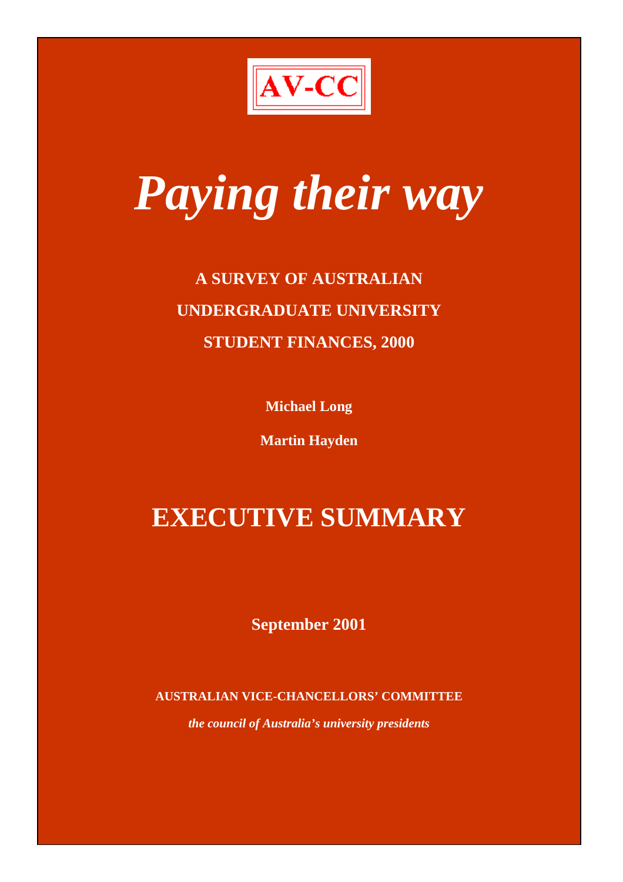AV-CC

# *Paying their way*

**A SURVEY OF AUSTRALIAN UNDERGRADUATE UNIVERSITY STUDENT FINANCES, 2000**

**Michael Long**

**Martin Hayden**

# EXECUTIVE SUMMARY

**September 2001**

**AUSTRALIAN VICE-CHANCELLORS' COMMITTEE**

***the council of Australia's university presidents***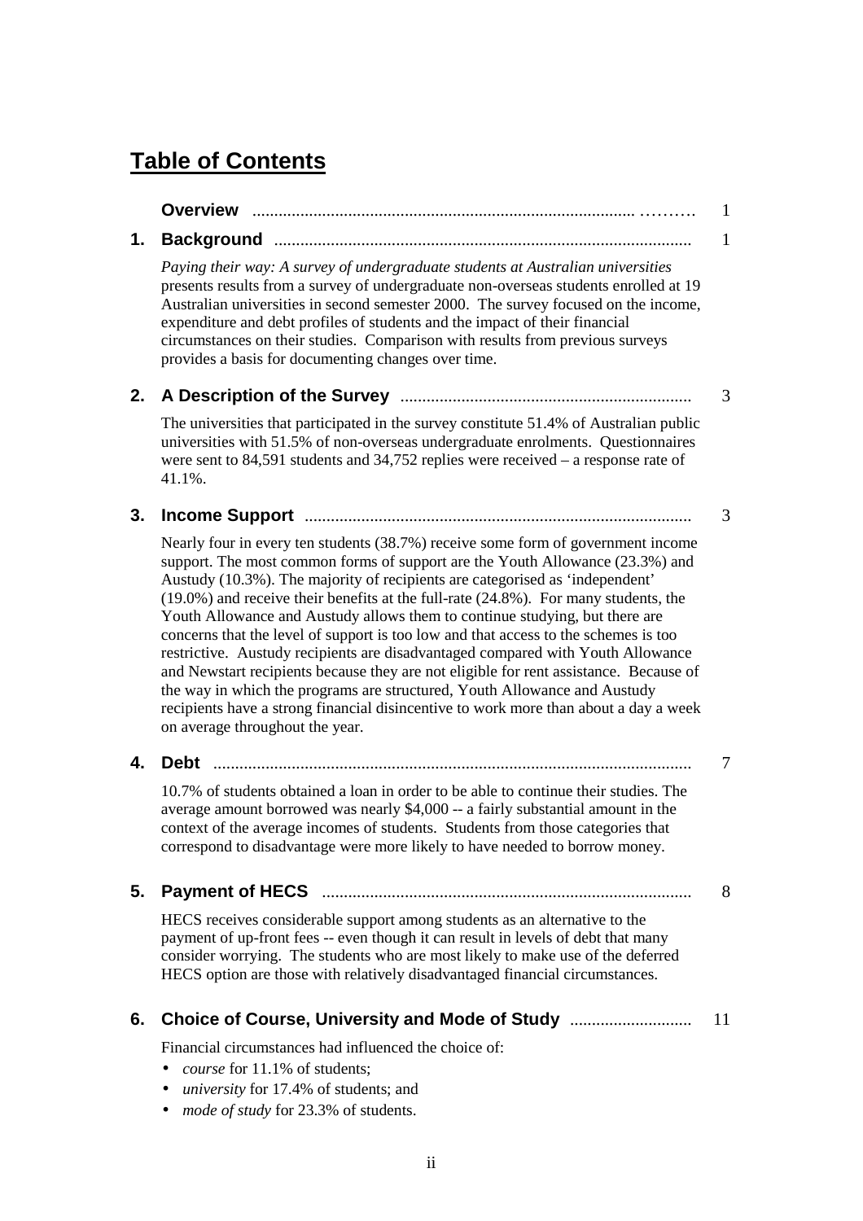# Table of Contents

| | | |
|---|---|---|
| | **Overview** | 1 |
| **1.** | **Background** | 1 |
| **2.** | **A Description of the Survey** | 3 |
| **3.** | **Income Support** | 3 |
| **4.** | **Debt** | 7 |
| **5.** | **Payment of HECS** | 8 |
| **6.** | **Choice of Course, University and Mode of Study** | 11 |

**Overview** ........ 1

**1. Background** ........ 1

*Paying their way: A survey of undergraduate students at Australian universities* presents results from a survey of undergraduate non-overseas students enrolled at 19 Australian universities in second semester 2000. The survey focused on the income, expenditure and debt profiles of students and the impact of their financial circumstances on their studies. Comparison with results from previous surveys provides a basis for documenting changes over time.

**2. A Description of the Survey** ........ 3

The universities that participated in the survey constitute 51.4% of Australian public universities with 51.5% of non-overseas undergraduate enrolments. Questionnaires were sent to 84,591 students and 34,752 replies were received – a response rate of 41.1%.

**3. Income Support** ........ 3

Nearly four in every ten students (38.7%) receive some form of government income support. The most common forms of support are the Youth Allowance (23.3%) and Austudy (10.3%). The majority of recipients are categorised as 'independent' (19.0%) and receive their benefits at the full-rate (24.8%). For many students, the Youth Allowance and Austudy allows them to continue studying, but there are concerns that the level of support is too low and that access to the schemes is too restrictive. Austudy recipients are disadvantaged compared with Youth Allowance and Newstart recipients because they are not eligible for rent assistance. Because of the way in which the programs are structured, Youth Allowance and Austudy recipients have a strong financial disincentive to work more than about a day a week on average throughout the year.

**4. Debt** ........ 7

10.7% of students obtained a loan in order to be able to continue their studies. The average amount borrowed was nearly $4,000 -- a fairly substantial amount in the context of the average incomes of students. Students from those categories that correspond to disadvantage were more likely to have needed to borrow money.

**5. Payment of HECS** ........ 8

HECS receives considerable support among students as an alternative to the payment of up-front fees -- even though it can result in levels of debt that many consider worrying. The students who are most likely to make use of the deferred HECS option are those with relatively disadvantaged financial circumstances.

**6. Choice of Course, University and Mode of Study** ........ 11

Financial circumstances had influenced the choice of:

- *course* for 11.1% of students;
- *university* for 17.4% of students; and
- *mode of study* for 23.3% of students.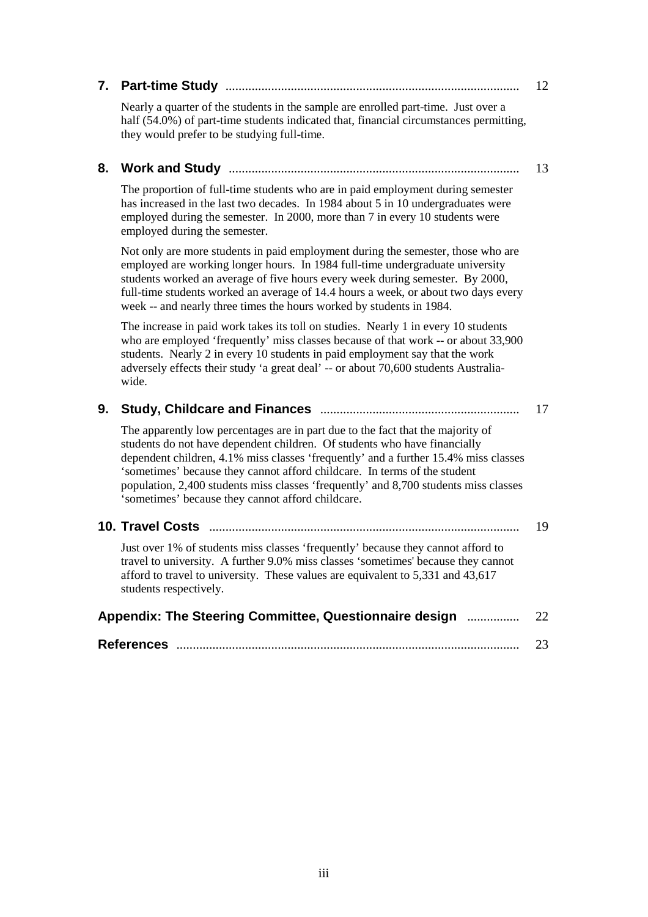**7. Part-time Study** ........................................................................................ 12

Nearly a quarter of the students in the sample are enrolled part-time. Just over a half (54.0%) of part-time students indicated that, financial circumstances permitting, they would prefer to be studying full-time.

**8. Work and Study** ........................................................................................ 13

The proportion of full-time students who are in paid employment during semester has increased in the last two decades. In 1984 about 5 in 10 undergraduates were employed during the semester. In 2000, more than 7 in every 10 students were employed during the semester.

Not only are more students in paid employment during the semester, those who are employed are working longer hours. In 1984 full-time undergraduate university students worked an average of five hours every week during semester. By 2000, full-time students worked an average of 14.4 hours a week, or about two days every week -- and nearly three times the hours worked by students in 1984.

The increase in paid work takes its toll on studies. Nearly 1 in every 10 students who are employed 'frequently' miss classes because of that work -- or about 33,900 students. Nearly 2 in every 10 students in paid employment say that the work adversely effects their study 'a great deal' -- or about 70,600 students Australia-wide.

**9. Study, Childcare and Finances** ............................................................ 17

The apparently low percentages are in part due to the fact that the majority of students do not have dependent children. Of students who have financially dependent children, 4.1% miss classes 'frequently' and a further 15.4% miss classes 'sometimes' because they cannot afford childcare. In terms of the student population, 2,400 students miss classes 'frequently' and 8,700 students miss classes 'sometimes' because they cannot afford childcare.

**10. Travel Costs** .............................................................................................. 19

Just over 1% of students miss classes 'frequently' because they cannot afford to travel to university. A further 9.0% miss classes 'sometimes' because they cannot afford to travel to university. These values are equivalent to 5,331 and 43,617 students respectively.

**Appendix: The Steering Committee, Questionnaire design** ................ 22

**References** ....................................................................................................... 23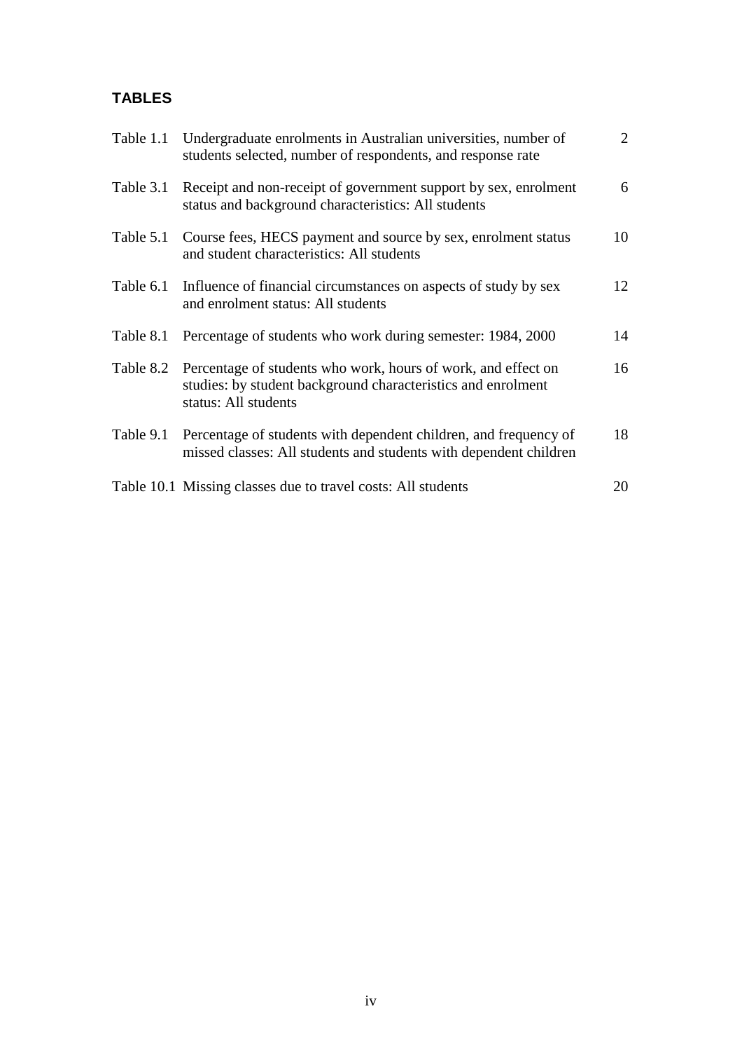## TABLES

| | | |
|---|---|---|
| Table 1.1 | Undergraduate enrolments in Australian universities, number of students selected, number of respondents, and response rate | 2 |
| Table 3.1 | Receipt and non-receipt of government support by sex, enrolment status and background characteristics: All students | 6 |
| Table 5.1 | Course fees, HECS payment and source by sex, enrolment status and student characteristics: All students | 10 |
| Table 6.1 | Influence of financial circumstances on aspects of study by sex and enrolment status: All students | 12 |
| Table 8.1 | Percentage of students who work during semester: 1984, 2000 | 14 |
| Table 8.2 | Percentage of students who work, hours of work, and effect on studies: by student background characteristics and enrolment status: All students | 16 |
| Table 9.1 | Percentage of students with dependent children, and frequency of missed classes: All students and students with dependent children | 18 |
| Table 10.1 | Missing classes due to travel costs: All students | 20 |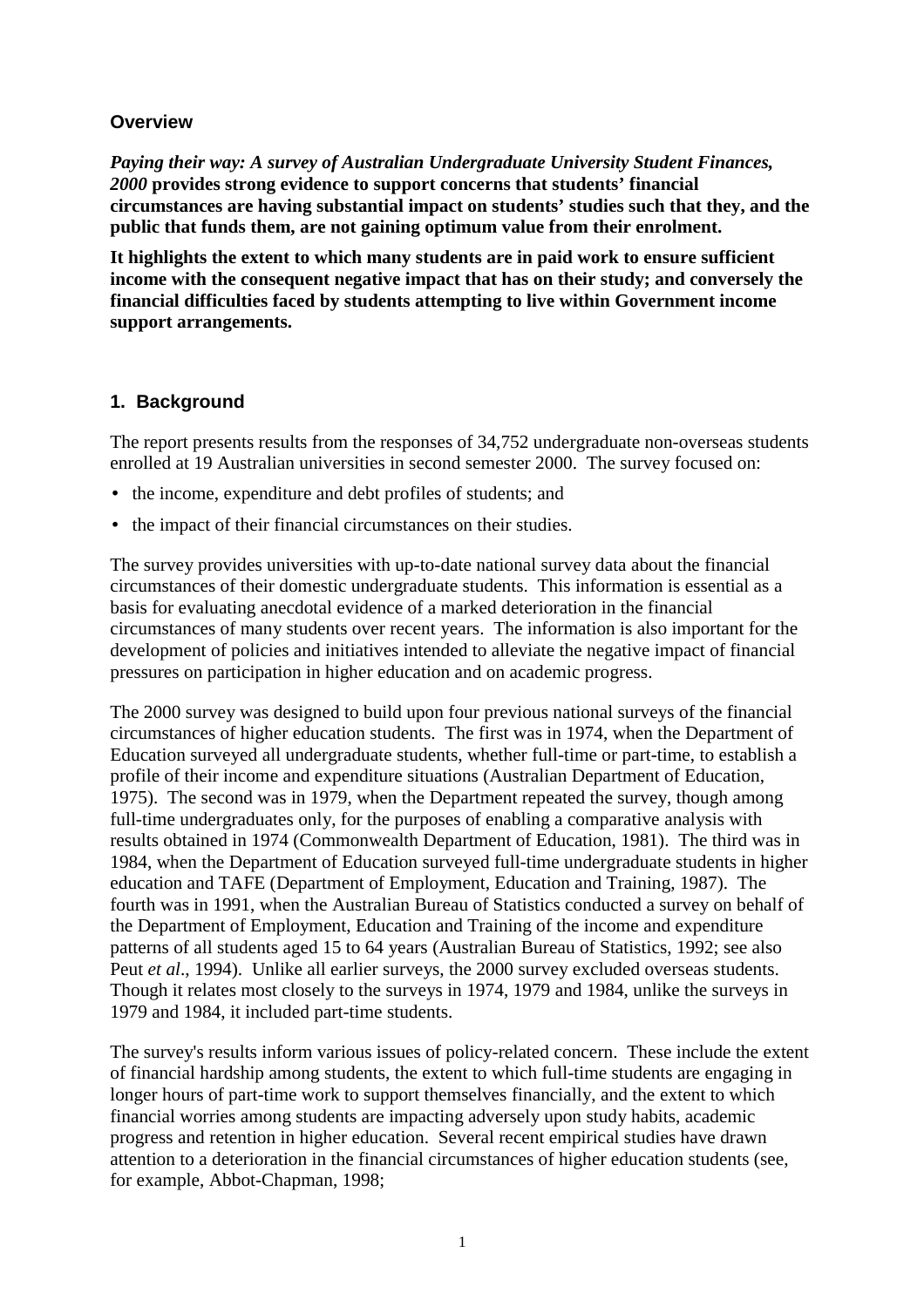## Overview

***Paying their way: A survey of Australian Undergraduate University Student Finances, 2000*** **provides strong evidence to support concerns that students' financial circumstances are having substantial impact on students' studies such that they, and the public that funds them, are not gaining optimum value from their enrolment.**

**It highlights the extent to which many students are in paid work to ensure sufficient income with the consequent negative impact that has on their study; and conversely the financial difficulties faced by students attempting to live within Government income support arrangements.**

## 1. Background

The report presents results from the responses of 34,752 undergraduate non-overseas students enrolled at 19 Australian universities in second semester 2000. The survey focused on:

- the income, expenditure and debt profiles of students; and
- the impact of their financial circumstances on their studies.

The survey provides universities with up-to-date national survey data about the financial circumstances of their domestic undergraduate students. This information is essential as a basis for evaluating anecdotal evidence of a marked deterioration in the financial circumstances of many students over recent years. The information is also important for the development of policies and initiatives intended to alleviate the negative impact of financial pressures on participation in higher education and on academic progress.

The 2000 survey was designed to build upon four previous national surveys of the financial circumstances of higher education students. The first was in 1974, when the Department of Education surveyed all undergraduate students, whether full-time or part-time, to establish a profile of their income and expenditure situations (Australian Department of Education, 1975). The second was in 1979, when the Department repeated the survey, though among full-time undergraduates only, for the purposes of enabling a comparative analysis with results obtained in 1974 (Commonwealth Department of Education, 1981). The third was in 1984, when the Department of Education surveyed full-time undergraduate students in higher education and TAFE (Department of Employment, Education and Training, 1987). The fourth was in 1991, when the Australian Bureau of Statistics conducted a survey on behalf of the Department of Employment, Education and Training of the income and expenditure patterns of all students aged 15 to 64 years (Australian Bureau of Statistics, 1992; see also Peut *et al*., 1994). Unlike all earlier surveys, the 2000 survey excluded overseas students. Though it relates most closely to the surveys in 1974, 1979 and 1984, unlike the surveys in 1979 and 1984, it included part-time students.

The survey's results inform various issues of policy-related concern. These include the extent of financial hardship among students, the extent to which full-time students are engaging in longer hours of part-time work to support themselves financially, and the extent to which financial worries among students are impacting adversely upon study habits, academic progress and retention in higher education. Several recent empirical studies have drawn attention to a deterioration in the financial circumstances of higher education students (see, for example, Abbot-Chapman, 1998;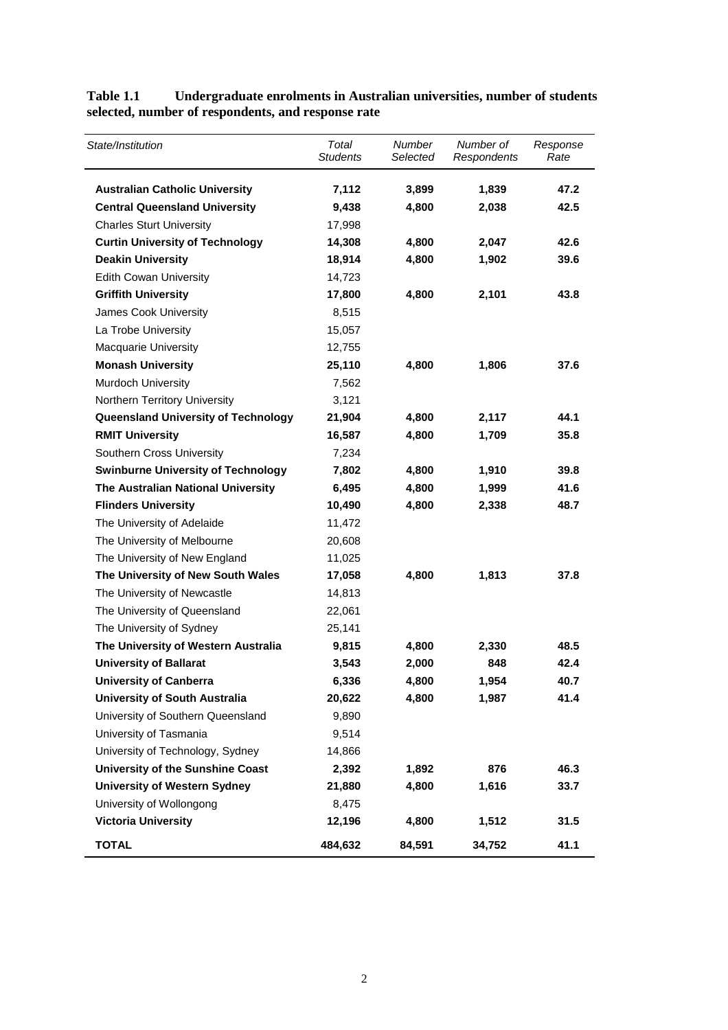**Table 1.1 Undergraduate enrolments in Australian universities, number of students selected, number of respondents, and response rate**

| *State/Institution* | *Total Students* | *Number Selected* | *Number of Respondents* | *Response Rate* |
|---|---|---|---|---|
| **Australian Catholic University** | **7,112** | **3,899** | **1,839** | **47.2** |
| **Central Queensland University** | **9,438** | **4,800** | **2,038** | **42.5** |
| Charles Sturt University | 17,998 | | | |
| **Curtin University of Technology** | **14,308** | **4,800** | **2,047** | **42.6** |
| **Deakin University** | **18,914** | **4,800** | **1,902** | **39.6** |
| Edith Cowan University | 14,723 | | | |
| **Griffith University** | **17,800** | **4,800** | **2,101** | **43.8** |
| James Cook University | 8,515 | | | |
| La Trobe University | 15,057 | | | |
| Macquarie University | 12,755 | | | |
| **Monash University** | **25,110** | **4,800** | **1,806** | **37.6** |
| Murdoch University | 7,562 | | | |
| Northern Territory University | 3,121 | | | |
| **Queensland University of Technology** | **21,904** | **4,800** | **2,117** | **44.1** |
| **RMIT University** | **16,587** | **4,800** | **1,709** | **35.8** |
| Southern Cross University | 7,234 | | | |
| **Swinburne University of Technology** | **7,802** | **4,800** | **1,910** | **39.8** |
| **The Australian National University** | **6,495** | **4,800** | **1,999** | **41.6** |
| **Flinders University** | **10,490** | **4,800** | **2,338** | **48.7** |
| The University of Adelaide | 11,472 | | | |
| The University of Melbourne | 20,608 | | | |
| The University of New England | 11,025 | | | |
| **The University of New South Wales** | **17,058** | **4,800** | **1,813** | **37.8** |
| The University of Newcastle | 14,813 | | | |
| The University of Queensland | 22,061 | | | |
| The University of Sydney | 25,141 | | | |
| **The University of Western Australia** | **9,815** | **4,800** | **2,330** | **48.5** |
| **University of Ballarat** | **3,543** | **2,000** | **848** | **42.4** |
| **University of Canberra** | **6,336** | **4,800** | **1,954** | **40.7** |
| **University of South Australia** | **20,622** | **4,800** | **1,987** | **41.4** |
| University of Southern Queensland | 9,890 | | | |
| University of Tasmania | 9,514 | | | |
| University of Technology, Sydney | 14,866 | | | |
| **University of the Sunshine Coast** | **2,392** | **1,892** | **876** | **46.3** |
| **University of Western Sydney** | **21,880** | **4,800** | **1,616** | **33.7** |
| University of Wollongong | 8,475 | | | |
| **Victoria University** | **12,196** | **4,800** | **1,512** | **31.5** |
| **TOTAL** | **484,632** | **84,591** | **34,752** | **41.1** |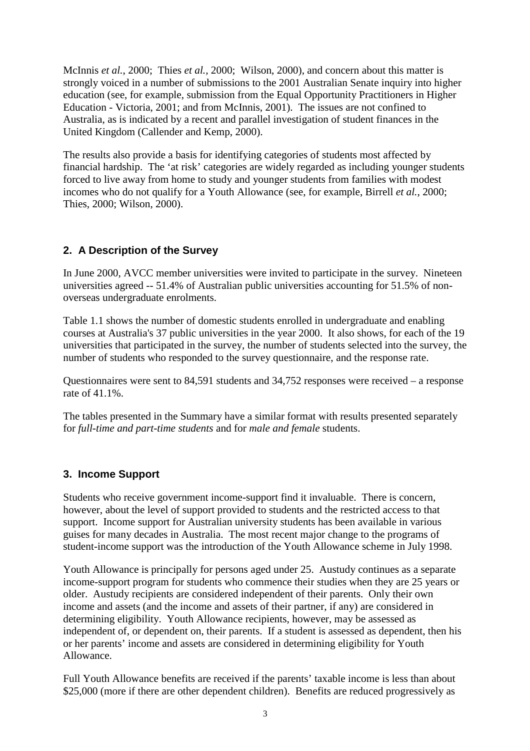McInnis *et al.*, 2000; Thies *et al.*, 2000; Wilson, 2000), and concern about this matter is strongly voiced in a number of submissions to the 2001 Australian Senate inquiry into higher education (see, for example, submission from the Equal Opportunity Practitioners in Higher Education - Victoria, 2001; and from McInnis, 2001). The issues are not confined to Australia, as is indicated by a recent and parallel investigation of student finances in the United Kingdom (Callender and Kemp, 2000).

The results also provide a basis for identifying categories of students most affected by financial hardship. The 'at risk' categories are widely regarded as including younger students forced to live away from home to study and younger students from families with modest incomes who do not qualify for a Youth Allowance (see, for example, Birrell *et al.*, 2000; Thies, 2000; Wilson, 2000).

## 2. A Description of the Survey

In June 2000, AVCC member universities were invited to participate in the survey. Nineteen universities agreed -- 51.4% of Australian public universities accounting for 51.5% of non-overseas undergraduate enrolments.

Table 1.1 shows the number of domestic students enrolled in undergraduate and enabling courses at Australia's 37 public universities in the year 2000. It also shows, for each of the 19 universities that participated in the survey, the number of students selected into the survey, the number of students who responded to the survey questionnaire, and the response rate.

Questionnaires were sent to 84,591 students and 34,752 responses were received – a response rate of 41.1%.

The tables presented in the Summary have a similar format with results presented separately for *full-time and part-time students* and for *male and female* students.

## 3. Income Support

Students who receive government income-support find it invaluable. There is concern, however, about the level of support provided to students and the restricted access to that support. Income support for Australian university students has been available in various guises for many decades in Australia. The most recent major change to the programs of student-income support was the introduction of the Youth Allowance scheme in July 1998.

Youth Allowance is principally for persons aged under 25. Austudy continues as a separate income-support program for students who commence their studies when they are 25 years or older. Austudy recipients are considered independent of their parents. Only their own income and assets (and the income and assets of their partner, if any) are considered in determining eligibility. Youth Allowance recipients, however, may be assessed as independent of, or dependent on, their parents. If a student is assessed as dependent, then his or her parents' income and assets are considered in determining eligibility for Youth Allowance.

Full Youth Allowance benefits are received if the parents' taxable income is less than about $25,000 (more if there are other dependent children). Benefits are reduced progressively as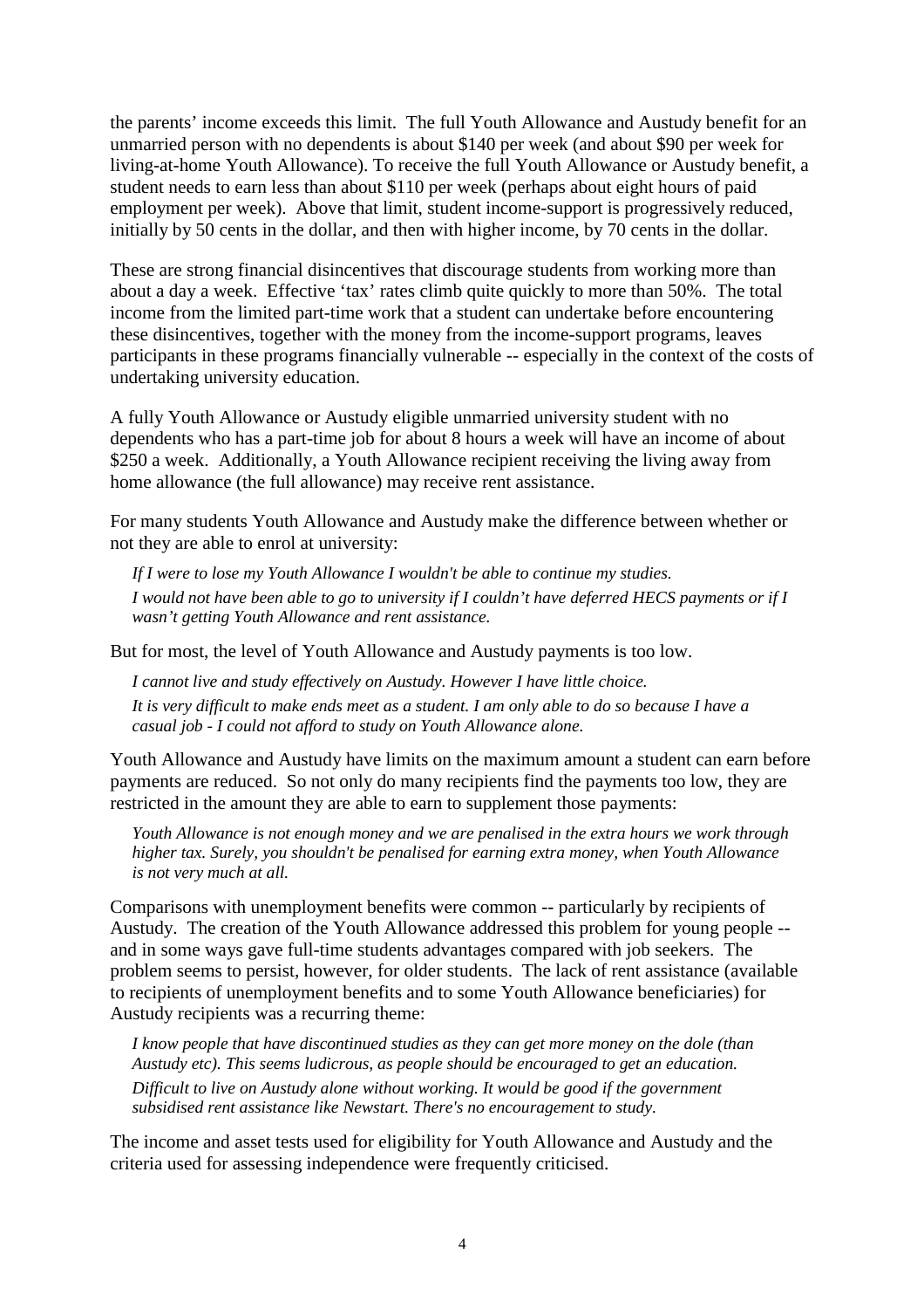the parents' income exceeds this limit. The full Youth Allowance and Austudy benefit for an unmarried person with no dependents is about $140 per week (and about $90 per week for living-at-home Youth Allowance). To receive the full Youth Allowance or Austudy benefit, a student needs to earn less than about $110 per week (perhaps about eight hours of paid employment per week). Above that limit, student income-support is progressively reduced, initially by 50 cents in the dollar, and then with higher income, by 70 cents in the dollar.

These are strong financial disincentives that discourage students from working more than about a day a week. Effective 'tax' rates climb quite quickly to more than 50%. The total income from the limited part-time work that a student can undertake before encountering these disincentives, together with the money from the income-support programs, leaves participants in these programs financially vulnerable -- especially in the context of the costs of undertaking university education.

A fully Youth Allowance or Austudy eligible unmarried university student with no dependents who has a part-time job for about 8 hours a week will have an income of about $250 a week. Additionally, a Youth Allowance recipient receiving the living away from home allowance (the full allowance) may receive rent assistance.

For many students Youth Allowance and Austudy make the difference between whether or not they are able to enrol at university:

> *If I were to lose my Youth Allowance I wouldn't be able to continue my studies.*
>
> *I would not have been able to go to university if I couldn't have deferred HECS payments or if I wasn't getting Youth Allowance and rent assistance.*

But for most, the level of Youth Allowance and Austudy payments is too low.

> *I cannot live and study effectively on Austudy. However I have little choice.*
>
> *It is very difficult to make ends meet as a student. I am only able to do so because I have a casual job - I could not afford to study on Youth Allowance alone.*

Youth Allowance and Austudy have limits on the maximum amount a student can earn before payments are reduced. So not only do many recipients find the payments too low, they are restricted in the amount they are able to earn to supplement those payments:

> *Youth Allowance is not enough money and we are penalised in the extra hours we work through higher tax. Surely, you shouldn't be penalised for earning extra money, when Youth Allowance is not very much at all.*

Comparisons with unemployment benefits were common -- particularly by recipients of Austudy. The creation of the Youth Allowance addressed this problem for young people -- and in some ways gave full-time students advantages compared with job seekers. The problem seems to persist, however, for older students. The lack of rent assistance (available to recipients of unemployment benefits and to some Youth Allowance beneficiaries) for Austudy recipients was a recurring theme:

> *I know people that have discontinued studies as they can get more money on the dole (than Austudy etc). This seems ludicrous, as people should be encouraged to get an education.*
>
> *Difficult to live on Austudy alone without working. It would be good if the government subsidised rent assistance like Newstart. There's no encouragement to study.*

The income and asset tests used for eligibility for Youth Allowance and Austudy and the criteria used for assessing independence were frequently criticised.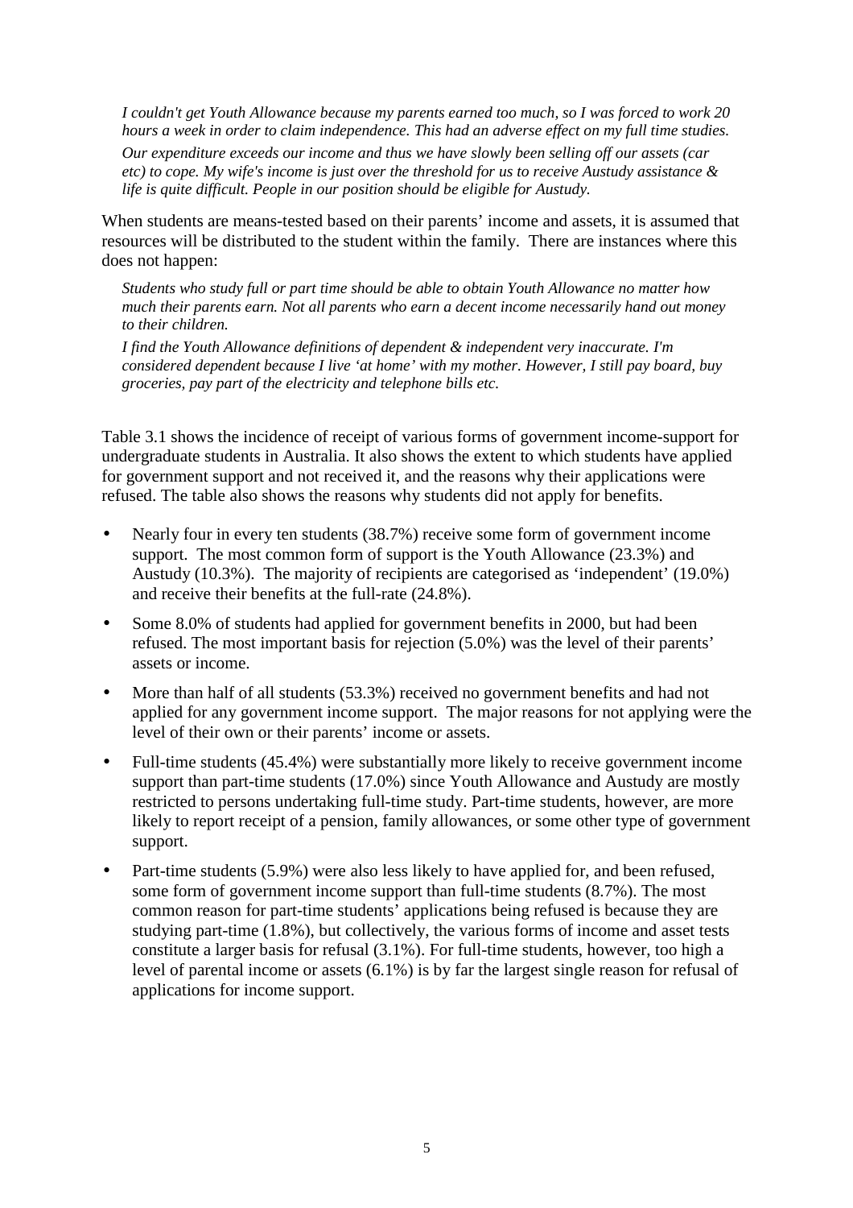*I couldn't get Youth Allowance because my parents earned too much, so I was forced to work 20 hours a week in order to claim independence. This had an adverse effect on my full time studies.*

*Our expenditure exceeds our income and thus we have slowly been selling off our assets (car etc) to cope. My wife's income is just over the threshold for us to receive Austudy assistance & life is quite difficult. People in our position should be eligible for Austudy.*

When students are means-tested based on their parents' income and assets, it is assumed that resources will be distributed to the student within the family. There are instances where this does not happen:

*Students who study full or part time should be able to obtain Youth Allowance no matter how much their parents earn. Not all parents who earn a decent income necessarily hand out money to their children.*

*I find the Youth Allowance definitions of dependent & independent very inaccurate. I'm considered dependent because I live 'at home' with my mother. However, I still pay board, buy groceries, pay part of the electricity and telephone bills etc.*

Table 3.1 shows the incidence of receipt of various forms of government income-support for undergraduate students in Australia. It also shows the extent to which students have applied for government support and not received it, and the reasons why their applications were refused. The table also shows the reasons why students did not apply for benefits.

- Nearly four in every ten students (38.7%) receive some form of government income support. The most common form of support is the Youth Allowance (23.3%) and Austudy (10.3%). The majority of recipients are categorised as 'independent' (19.0%) and receive their benefits at the full-rate (24.8%).
- Some 8.0% of students had applied for government benefits in 2000, but had been refused. The most important basis for rejection (5.0%) was the level of their parents' assets or income.
- More than half of all students (53.3%) received no government benefits and had not applied for any government income support. The major reasons for not applying were the level of their own or their parents' income or assets.
- Full-time students (45.4%) were substantially more likely to receive government income support than part-time students (17.0%) since Youth Allowance and Austudy are mostly restricted to persons undertaking full-time study. Part-time students, however, are more likely to report receipt of a pension, family allowances, or some other type of government support.
- Part-time students (5.9%) were also less likely to have applied for, and been refused, some form of government income support than full-time students (8.7%). The most common reason for part-time students' applications being refused is because they are studying part-time (1.8%), but collectively, the various forms of income and asset tests constitute a larger basis for refusal (3.1%). For full-time students, however, too high a level of parental income or assets (6.1%) is by far the largest single reason for refusal of applications for income support.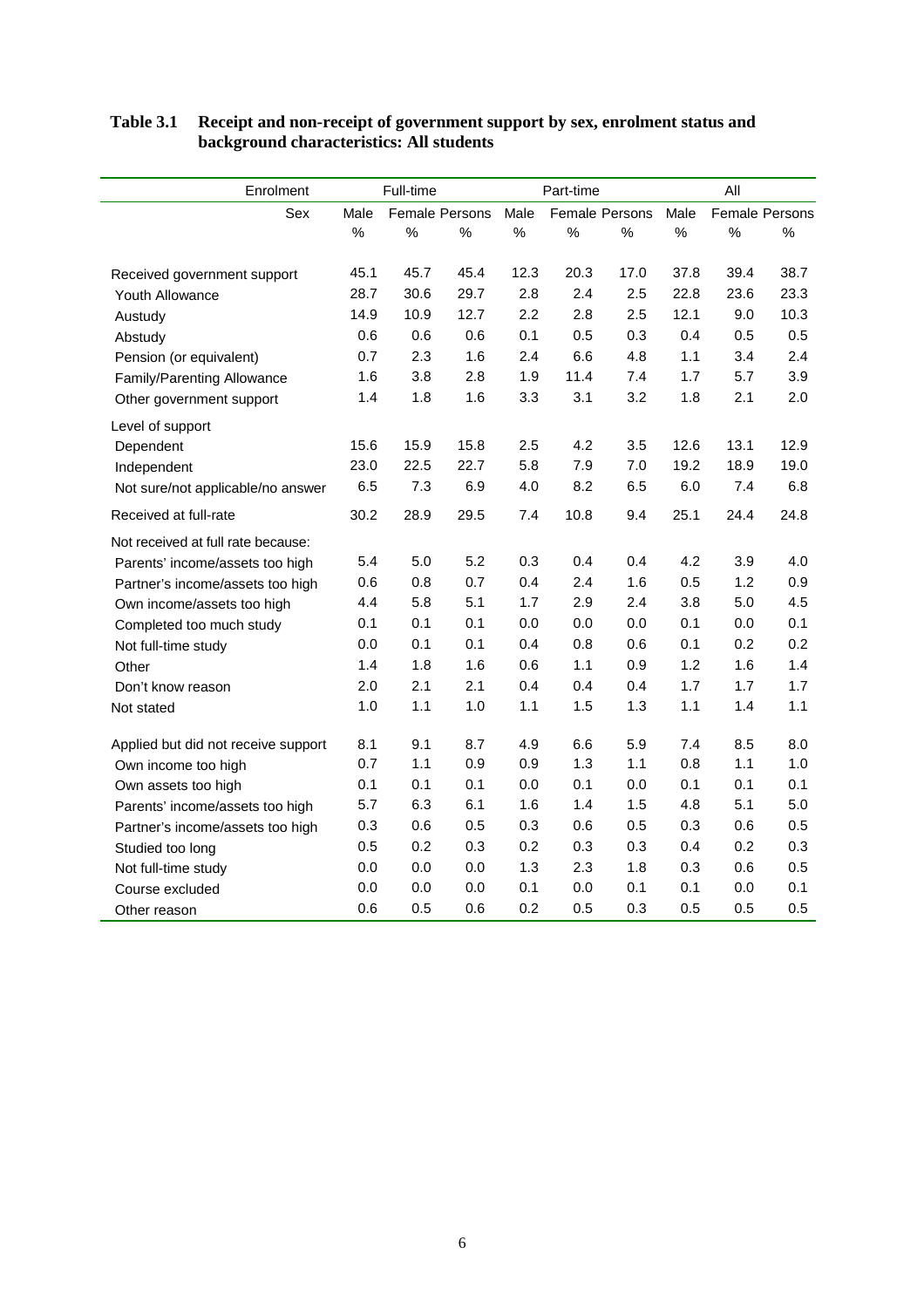**Table 3.1 Receipt and non-receipt of government support by sex, enrolment status and background characteristics: All students**

| Enrolment | Full-time | | | Part-time | | | All | | |
|---|---|---|---|---|---|---|---|---|---|
| Sex | Male | Female | Persons | Male | Female | Persons | Male | Female | Persons |
| | % | % | % | % | % | % | % | % | % |
| Received government support | 45.1 | 45.7 | 45.4 | 12.3 | 20.3 | 17.0 | 37.8 | 39.4 | 38.7 |
| Youth Allowance | 28.7 | 30.6 | 29.7 | 2.8 | 2.4 | 2.5 | 22.8 | 23.6 | 23.3 |
| Austudy | 14.9 | 10.9 | 12.7 | 2.2 | 2.8 | 2.5 | 12.1 | 9.0 | 10.3 |
| Abstudy | 0.6 | 0.6 | 0.6 | 0.1 | 0.5 | 0.3 | 0.4 | 0.5 | 0.5 |
| Pension (or equivalent) | 0.7 | 2.3 | 1.6 | 2.4 | 6.6 | 4.8 | 1.1 | 3.4 | 2.4 |
| Family/Parenting Allowance | 1.6 | 3.8 | 2.8 | 1.9 | 11.4 | 7.4 | 1.7 | 5.7 | 3.9 |
| Other government support | 1.4 | 1.8 | 1.6 | 3.3 | 3.1 | 3.2 | 1.8 | 2.1 | 2.0 |
| Level of support | | | | | | | | | |
| Dependent | 15.6 | 15.9 | 15.8 | 2.5 | 4.2 | 3.5 | 12.6 | 13.1 | 12.9 |
| Independent | 23.0 | 22.5 | 22.7 | 5.8 | 7.9 | 7.0 | 19.2 | 18.9 | 19.0 |
| Not sure/not applicable/no answer | 6.5 | 7.3 | 6.9 | 4.0 | 8.2 | 6.5 | 6.0 | 7.4 | 6.8 |
| Received at full-rate | 30.2 | 28.9 | 29.5 | 7.4 | 10.8 | 9.4 | 25.1 | 24.4 | 24.8 |
| Not received at full rate because: | | | | | | | | | |
| Parents' income/assets too high | 5.4 | 5.0 | 5.2 | 0.3 | 0.4 | 0.4 | 4.2 | 3.9 | 4.0 |
| Partner's income/assets too high | 0.6 | 0.8 | 0.7 | 0.4 | 2.4 | 1.6 | 0.5 | 1.2 | 0.9 |
| Own income/assets too high | 4.4 | 5.8 | 5.1 | 1.7 | 2.9 | 2.4 | 3.8 | 5.0 | 4.5 |
| Completed too much study | 0.1 | 0.1 | 0.1 | 0.0 | 0.0 | 0.0 | 0.1 | 0.0 | 0.1 |
| Not full-time study | 0.0 | 0.1 | 0.1 | 0.4 | 0.8 | 0.6 | 0.1 | 0.2 | 0.2 |
| Other | 1.4 | 1.8 | 1.6 | 0.6 | 1.1 | 0.9 | 1.2 | 1.6 | 1.4 |
| Don't know reason | 2.0 | 2.1 | 2.1 | 0.4 | 0.4 | 0.4 | 1.7 | 1.7 | 1.7 |
| Not stated | 1.0 | 1.1 | 1.0 | 1.1 | 1.5 | 1.3 | 1.1 | 1.4 | 1.1 |
| Applied but did not receive support | 8.1 | 9.1 | 8.7 | 4.9 | 6.6 | 5.9 | 7.4 | 8.5 | 8.0 |
| Own income too high | 0.7 | 1.1 | 0.9 | 0.9 | 1.3 | 1.1 | 0.8 | 1.1 | 1.0 |
| Own assets too high | 0.1 | 0.1 | 0.1 | 0.0 | 0.1 | 0.0 | 0.1 | 0.1 | 0.1 |
| Parents' income/assets too high | 5.7 | 6.3 | 6.1 | 1.6 | 1.4 | 1.5 | 4.8 | 5.1 | 5.0 |
| Partner's income/assets too high | 0.3 | 0.6 | 0.5 | 0.3 | 0.6 | 0.5 | 0.3 | 0.6 | 0.5 |
| Studied too long | 0.5 | 0.2 | 0.3 | 0.2 | 0.3 | 0.3 | 0.4 | 0.2 | 0.3 |
| Not full-time study | 0.0 | 0.0 | 0.0 | 1.3 | 2.3 | 1.8 | 0.3 | 0.6 | 0.5 |
| Course excluded | 0.0 | 0.0 | 0.0 | 0.1 | 0.0 | 0.1 | 0.1 | 0.0 | 0.1 |
| Other reason | 0.6 | 0.5 | 0.6 | 0.2 | 0.5 | 0.3 | 0.5 | 0.5 | 0.5 |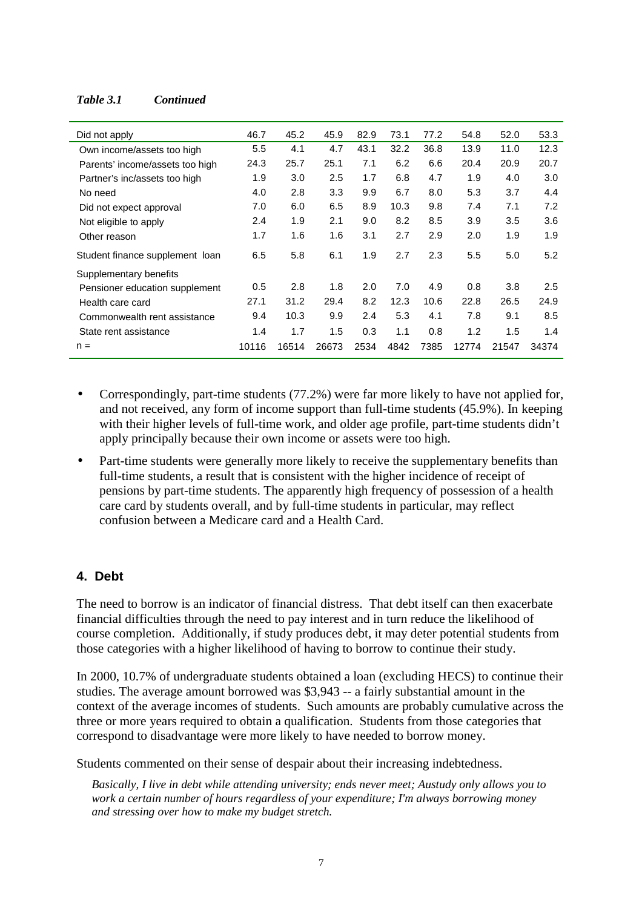*Table 3.1 Continued*

| | | | | | | | | | |
|---|---|---|---|---|---|---|---|---|---|
| Did not apply | 46.7 | 45.2 | 45.9 | 82.9 | 73.1 | 77.2 | 54.8 | 52.0 | 53.3 |
| Own income/assets too high | 5.5 | 4.1 | 4.7 | 43.1 | 32.2 | 36.8 | 13.9 | 11.0 | 12.3 |
| Parents' income/assets too high | 24.3 | 25.7 | 25.1 | 7.1 | 6.2 | 6.6 | 20.4 | 20.9 | 20.7 |
| Partner's inc/assets too high | 1.9 | 3.0 | 2.5 | 1.7 | 6.8 | 4.7 | 1.9 | 4.0 | 3.0 |
| No need | 4.0 | 2.8 | 3.3 | 9.9 | 6.7 | 8.0 | 5.3 | 3.7 | 4.4 |
| Did not expect approval | 7.0 | 6.0 | 6.5 | 8.9 | 10.3 | 9.8 | 7.4 | 7.1 | 7.2 |
| Not eligible to apply | 2.4 | 1.9 | 2.1 | 9.0 | 8.2 | 8.5 | 3.9 | 3.5 | 3.6 |
| Other reason | 1.7 | 1.6 | 1.6 | 3.1 | 2.7 | 2.9 | 2.0 | 1.9 | 1.9 |
| Student finance supplement loan | 6.5 | 5.8 | 6.1 | 1.9 | 2.7 | 2.3 | 5.5 | 5.0 | 5.2 |
| Supplementary benefits | | | | | | | | | |
| Pensioner education supplement | 0.5 | 2.8 | 1.8 | 2.0 | 7.0 | 4.9 | 0.8 | 3.8 | 2.5 |
| Health care card | 27.1 | 31.2 | 29.4 | 8.2 | 12.3 | 10.6 | 22.8 | 26.5 | 24.9 |
| Commonwealth rent assistance | 9.4 | 10.3 | 9.9 | 2.4 | 5.3 | 4.1 | 7.8 | 9.1 | 8.5 |
| State rent assistance | 1.4 | 1.7 | 1.5 | 0.3 | 1.1 | 0.8 | 1.2 | 1.5 | 1.4 |
| n = | 10116 | 16514 | 26673 | 2534 | 4842 | 7385 | 12774 | 21547 | 34374 |

- Correspondingly, part-time students (77.2%) were far more likely to have not applied for, and not received, any form of income support than full-time students (45.9%). In keeping with their higher levels of full-time work, and older age profile, part-time students didn't apply principally because their own income or assets were too high.
- Part-time students were generally more likely to receive the supplementary benefits than full-time students, a result that is consistent with the higher incidence of receipt of pensions by part-time students. The apparently high frequency of possession of a health care card by students overall, and by full-time students in particular, may reflect confusion between a Medicare card and a Health Card.

## 4. Debt

The need to borrow is an indicator of financial distress. That debt itself can then exacerbate financial difficulties through the need to pay interest and in turn reduce the likelihood of course completion. Additionally, if study produces debt, it may deter potential students from those categories with a higher likelihood of having to borrow to continue their study.

In 2000, 10.7% of undergraduate students obtained a loan (excluding HECS) to continue their studies. The average amount borrowed was $3,943 -- a fairly substantial amount in the context of the average incomes of students. Such amounts are probably cumulative across the three or more years required to obtain a qualification. Students from those categories that correspond to disadvantage were more likely to have needed to borrow money.

Students commented on their sense of despair about their increasing indebtedness.

> *Basically, I live in debt while attending university; ends never meet; Austudy only allows you to work a certain number of hours regardless of your expenditure; I'm always borrowing money and stressing over how to make my budget stretch.*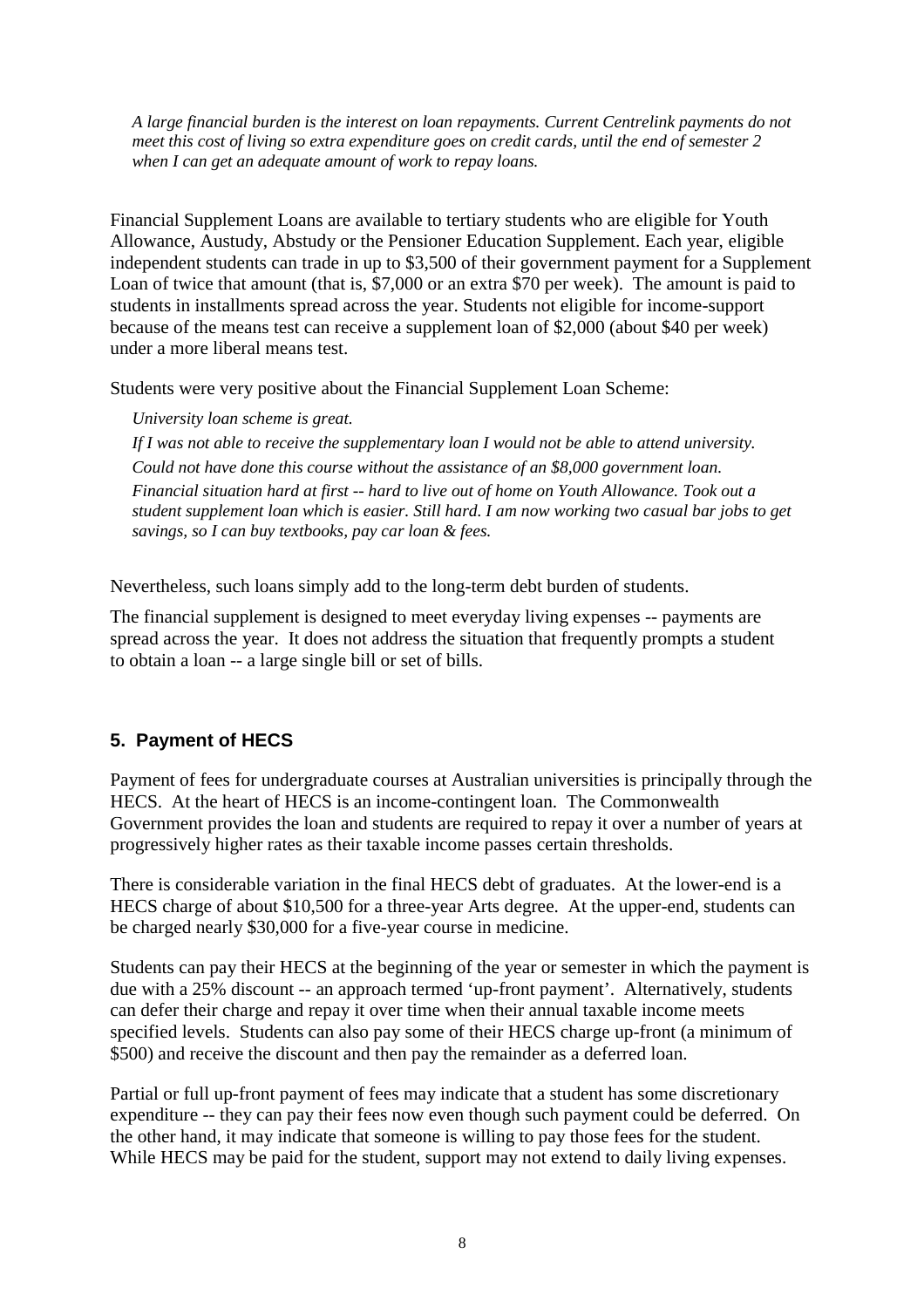*A large financial burden is the interest on loan repayments. Current Centrelink payments do not meet this cost of living so extra expenditure goes on credit cards, until the end of semester 2 when I can get an adequate amount of work to repay loans.*

Financial Supplement Loans are available to tertiary students who are eligible for Youth Allowance, Austudy, Abstudy or the Pensioner Education Supplement. Each year, eligible independent students can trade in up to $3,500 of their government payment for a Supplement Loan of twice that amount (that is, $7,000 or an extra $70 per week). The amount is paid to students in installments spread across the year. Students not eligible for income-support because of the means test can receive a supplement loan of $2,000 (about $40 per week) under a more liberal means test.

Students were very positive about the Financial Supplement Loan Scheme:

*University loan scheme is great.*

*If I was not able to receive the supplementary loan I would not be able to attend university.*

*Could not have done this course without the assistance of an $8,000 government loan.*

*Financial situation hard at first -- hard to live out of home on Youth Allowance. Took out a student supplement loan which is easier. Still hard. I am now working two casual bar jobs to get savings, so I can buy textbooks, pay car loan & fees.*

Nevertheless, such loans simply add to the long-term debt burden of students.

The financial supplement is designed to meet everyday living expenses -- payments are spread across the year. It does not address the situation that frequently prompts a student to obtain a loan -- a large single bill or set of bills.

## 5. Payment of HECS

Payment of fees for undergraduate courses at Australian universities is principally through the HECS. At the heart of HECS is an income-contingent loan. The Commonwealth Government provides the loan and students are required to repay it over a number of years at progressively higher rates as their taxable income passes certain thresholds.

There is considerable variation in the final HECS debt of graduates. At the lower-end is a HECS charge of about $10,500 for a three-year Arts degree. At the upper-end, students can be charged nearly $30,000 for a five-year course in medicine.

Students can pay their HECS at the beginning of the year or semester in which the payment is due with a 25% discount -- an approach termed 'up-front payment'. Alternatively, students can defer their charge and repay it over time when their annual taxable income meets specified levels. Students can also pay some of their HECS charge up-front (a minimum of $500) and receive the discount and then pay the remainder as a deferred loan.

Partial or full up-front payment of fees may indicate that a student has some discretionary expenditure -- they can pay their fees now even though such payment could be deferred. On the other hand, it may indicate that someone is willing to pay those fees for the student. While HECS may be paid for the student, support may not extend to daily living expenses.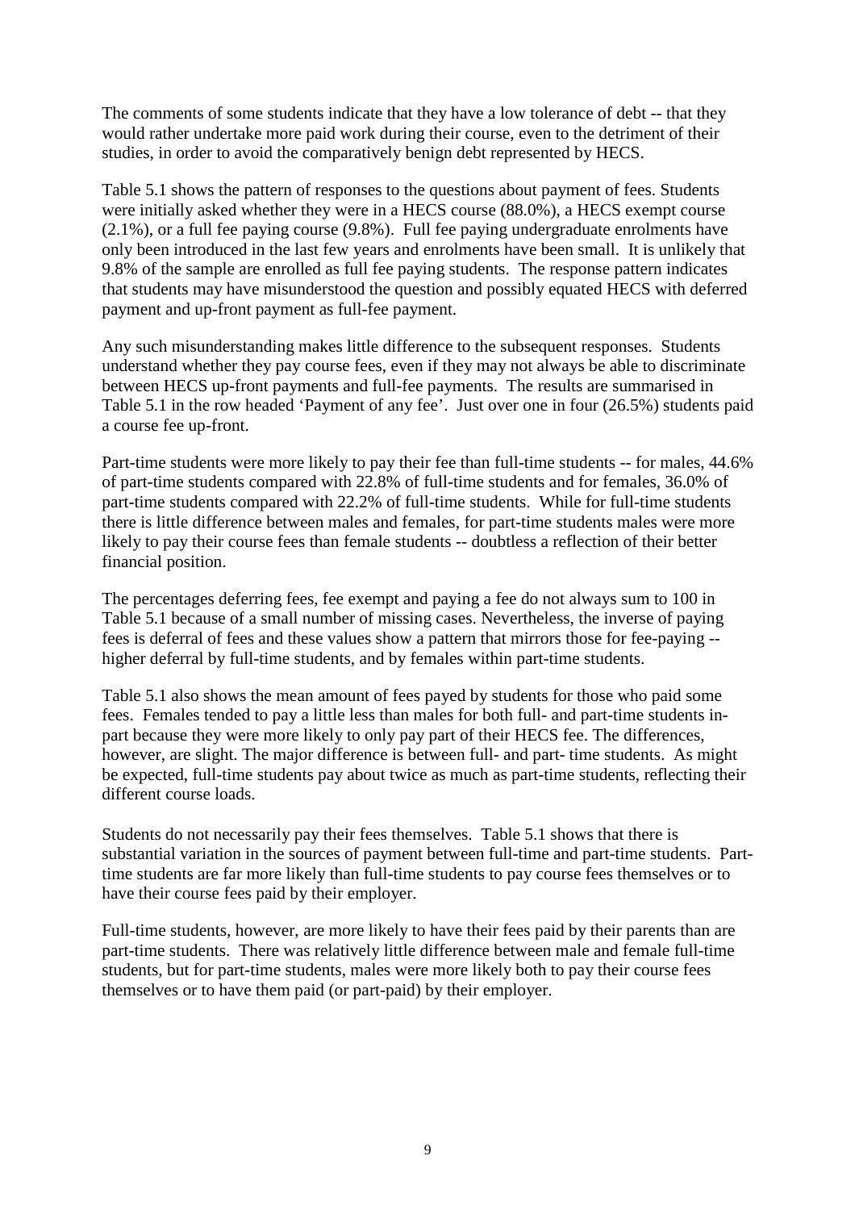The comments of some students indicate that they have a low tolerance of debt -- that they would rather undertake more paid work during their course, even to the detriment of their studies, in order to avoid the comparatively benign debt represented by HECS.

Table 5.1 shows the pattern of responses to the questions about payment of fees. Students were initially asked whether they were in a HECS course (88.0%), a HECS exempt course (2.1%), or a full fee paying course (9.8%). Full fee paying undergraduate enrolments have only been introduced in the last few years and enrolments have been small. It is unlikely that 9.8% of the sample are enrolled as full fee paying students. The response pattern indicates that students may have misunderstood the question and possibly equated HECS with deferred payment and up-front payment as full-fee payment.

Any such misunderstanding makes little difference to the subsequent responses. Students understand whether they pay course fees, even if they may not always be able to discriminate between HECS up-front payments and full-fee payments. The results are summarised in Table 5.1 in the row headed 'Payment of any fee'. Just over one in four (26.5%) students paid a course fee up-front.

Part-time students were more likely to pay their fee than full-time students -- for males, 44.6% of part-time students compared with 22.8% of full-time students and for females, 36.0% of part-time students compared with 22.2% of full-time students. While for full-time students there is little difference between males and females, for part-time students males were more likely to pay their course fees than female students -- doubtless a reflection of their better financial position.

The percentages deferring fees, fee exempt and paying a fee do not always sum to 100 in Table 5.1 because of a small number of missing cases. Nevertheless, the inverse of paying fees is deferral of fees and these values show a pattern that mirrors those for fee-paying -- higher deferral by full-time students, and by females within part-time students.

Table 5.1 also shows the mean amount of fees payed by students for those who paid some fees. Females tended to pay a little less than males for both full- and part-time students in-part because they were more likely to only pay part of their HECS fee. The differences, however, are slight. The major difference is between full- and part- time students. As might be expected, full-time students pay about twice as much as part-time students, reflecting their different course loads.

Students do not necessarily pay their fees themselves. Table 5.1 shows that there is substantial variation in the sources of payment between full-time and part-time students. Part-time students are far more likely than full-time students to pay course fees themselves or to have their course fees paid by their employer.

Full-time students, however, are more likely to have their fees paid by their parents than are part-time students. There was relatively little difference between male and female full-time students, but for part-time students, males were more likely both to pay their course fees themselves or to have them paid (or part-paid) by their employer.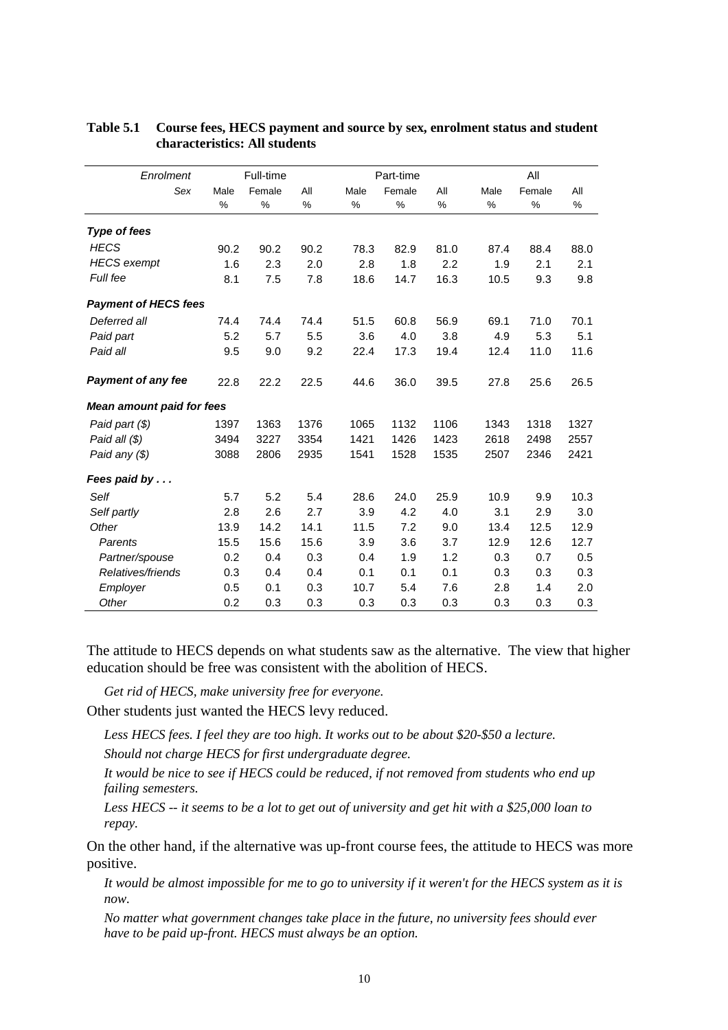**Table 5.1 Course fees, HECS payment and source by sex, enrolment status and student characteristics: All students**

| *Enrolment* | Full-time | | | Part-time | | | All | | |
|---|---|---|---|---|---|---|---|---|---|
| *Sex* | Male | Female | All | Male | Female | All | Male | Female | All |
| | % | % | % | % | % | % | % | % | % |
| ***Type of fees*** | | | | | | | | | |
| *HECS* | 90.2 | 90.2 | 90.2 | 78.3 | 82.9 | 81.0 | 87.4 | 88.4 | 88.0 |
| *HECS exempt* | 1.6 | 2.3 | 2.0 | 2.8 | 1.8 | 2.2 | 1.9 | 2.1 | 2.1 |
| *Full fee* | 8.1 | 7.5 | 7.8 | 18.6 | 14.7 | 16.3 | 10.5 | 9.3 | 9.8 |
| ***Payment of HECS fees*** | | | | | | | | | |
| *Deferred all* | 74.4 | 74.4 | 74.4 | 51.5 | 60.8 | 56.9 | 69.1 | 71.0 | 70.1 |
| *Paid part* | 5.2 | 5.7 | 5.5 | 3.6 | 4.0 | 3.8 | 4.9 | 5.3 | 5.1 |
| *Paid all* | 9.5 | 9.0 | 9.2 | 22.4 | 17.3 | 19.4 | 12.4 | 11.0 | 11.6 |
| ***Payment of any fee*** | 22.8 | 22.2 | 22.5 | 44.6 | 36.0 | 39.5 | 27.8 | 25.6 | 26.5 |
| ***Mean amount paid for fees*** | | | | | | | | | |
| *Paid part ($)* | 1397 | 1363 | 1376 | 1065 | 1132 | 1106 | 1343 | 1318 | 1327 |
| *Paid all ($)* | 3494 | 3227 | 3354 | 1421 | 1426 | 1423 | 2618 | 2498 | 2557 |
| *Paid any ($)* | 3088 | 2806 | 2935 | 1541 | 1528 | 1535 | 2507 | 2346 | 2421 |
| ***Fees paid by . . .*** | | | | | | | | | |
| *Self* | 5.7 | 5.2 | 5.4 | 28.6 | 24.0 | 25.9 | 10.9 | 9.9 | 10.3 |
| *Self partly* | 2.8 | 2.6 | 2.7 | 3.9 | 4.2 | 4.0 | 3.1 | 2.9 | 3.0 |
| *Other* | 13.9 | 14.2 | 14.1 | 11.5 | 7.2 | 9.0 | 13.4 | 12.5 | 12.9 |
| *Parents* | 15.5 | 15.6 | 15.6 | 3.9 | 3.6 | 3.7 | 12.9 | 12.6 | 12.7 |
| *Partner/spouse* | 0.2 | 0.4 | 0.3 | 0.4 | 1.9 | 1.2 | 0.3 | 0.7 | 0.5 |
| *Relatives/friends* | 0.3 | 0.4 | 0.4 | 0.1 | 0.1 | 0.1 | 0.3 | 0.3 | 0.3 |
| *Employer* | 0.5 | 0.1 | 0.3 | 10.7 | 5.4 | 7.6 | 2.8 | 1.4 | 2.0 |
| *Other* | 0.2 | 0.3 | 0.3 | 0.3 | 0.3 | 0.3 | 0.3 | 0.3 | 0.3 |

The attitude to HECS depends on what students saw as the alternative. The view that higher education should be free was consistent with the abolition of HECS.

> *Get rid of HECS, make university free for everyone.*

Other students just wanted the HECS levy reduced.

> *Less HECS fees. I feel they are too high. It works out to be about $20-$50 a lecture.*
>
> *Should not charge HECS for first undergraduate degree.*
>
> *It would be nice to see if HECS could be reduced, if not removed from students who end up failing semesters.*
>
> *Less HECS -- it seems to be a lot to get out of university and get hit with a $25,000 loan to repay.*

On the other hand, if the alternative was up-front course fees, the attitude to HECS was more positive.

> *It would be almost impossible for me to go to university if it weren't for the HECS system as it is now.*
>
> *No matter what government changes take place in the future, no university fees should ever have to be paid up-front. HECS must always be an option.*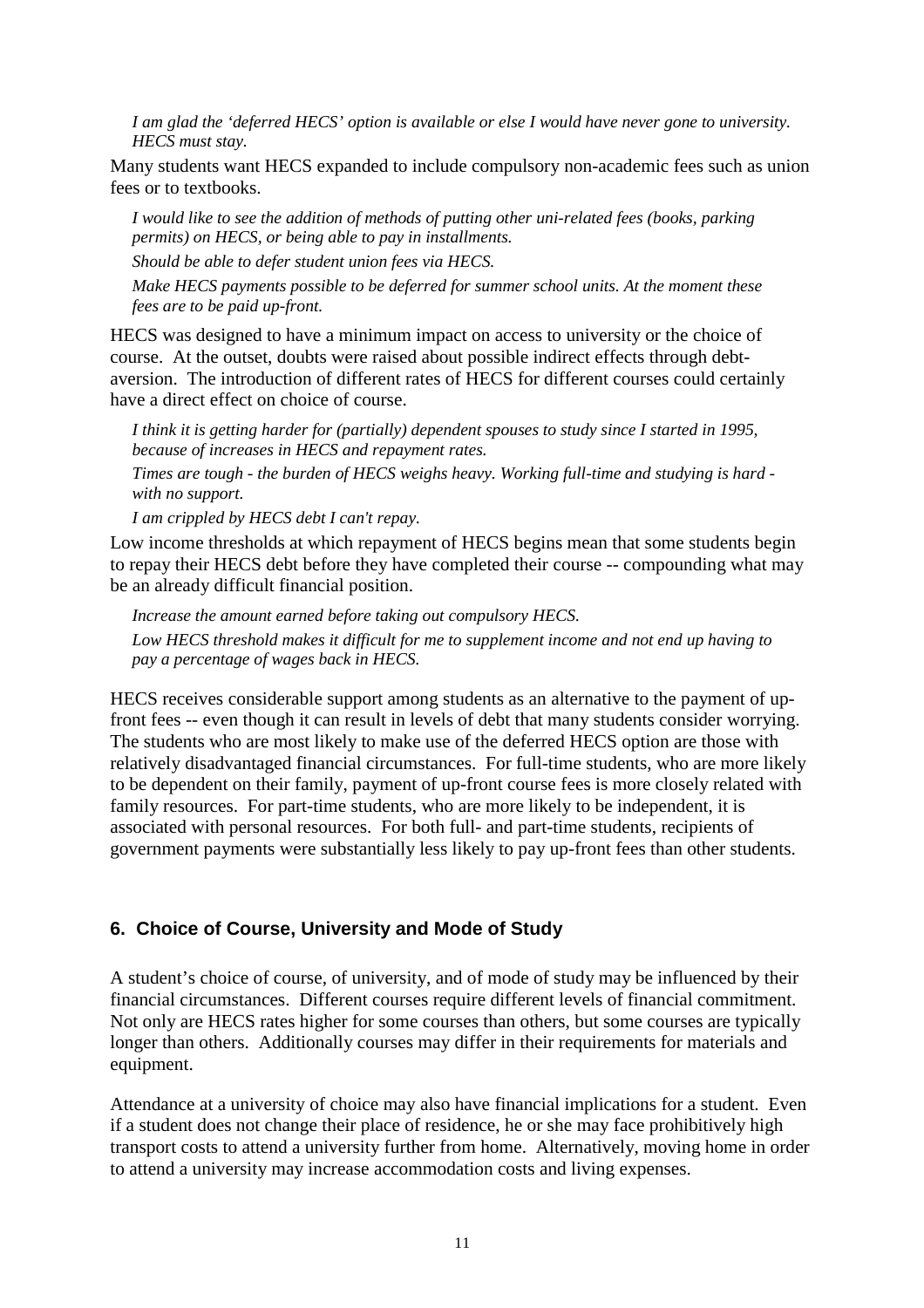*I am glad the 'deferred HECS' option is available or else I would have never gone to university. HECS must stay.*

Many students want HECS expanded to include compulsory non-academic fees such as union fees or to textbooks.

*I would like to see the addition of methods of putting other uni-related fees (books, parking permits) on HECS, or being able to pay in installments.*

*Should be able to defer student union fees via HECS.*

*Make HECS payments possible to be deferred for summer school units. At the moment these fees are to be paid up-front.*

HECS was designed to have a minimum impact on access to university or the choice of course. At the outset, doubts were raised about possible indirect effects through debt-aversion. The introduction of different rates of HECS for different courses could certainly have a direct effect on choice of course.

*I think it is getting harder for (partially) dependent spouses to study since I started in 1995, because of increases in HECS and repayment rates.*

*Times are tough - the burden of HECS weighs heavy. Working full-time and studying is hard - with no support.*

*I am crippled by HECS debt I can't repay.*

Low income thresholds at which repayment of HECS begins mean that some students begin to repay their HECS debt before they have completed their course -- compounding what may be an already difficult financial position.

*Increase the amount earned before taking out compulsory HECS.*

*Low HECS threshold makes it difficult for me to supplement income and not end up having to pay a percentage of wages back in HECS.*

HECS receives considerable support among students as an alternative to the payment of up-front fees -- even though it can result in levels of debt that many students consider worrying. The students who are most likely to make use of the deferred HECS option are those with relatively disadvantaged financial circumstances. For full-time students, who are more likely to be dependent on their family, payment of up-front course fees is more closely related with family resources. For part-time students, who are more likely to be independent, it is associated with personal resources. For both full- and part-time students, recipients of government payments were substantially less likely to pay up-front fees than other students.

## 6. Choice of Course, University and Mode of Study

A student's choice of course, of university, and of mode of study may be influenced by their financial circumstances. Different courses require different levels of financial commitment. Not only are HECS rates higher for some courses than others, but some courses are typically longer than others. Additionally courses may differ in their requirements for materials and equipment.

Attendance at a university of choice may also have financial implications for a student. Even if a student does not change their place of residence, he or she may face prohibitively high transport costs to attend a university further from home. Alternatively, moving home in order to attend a university may increase accommodation costs and living expenses.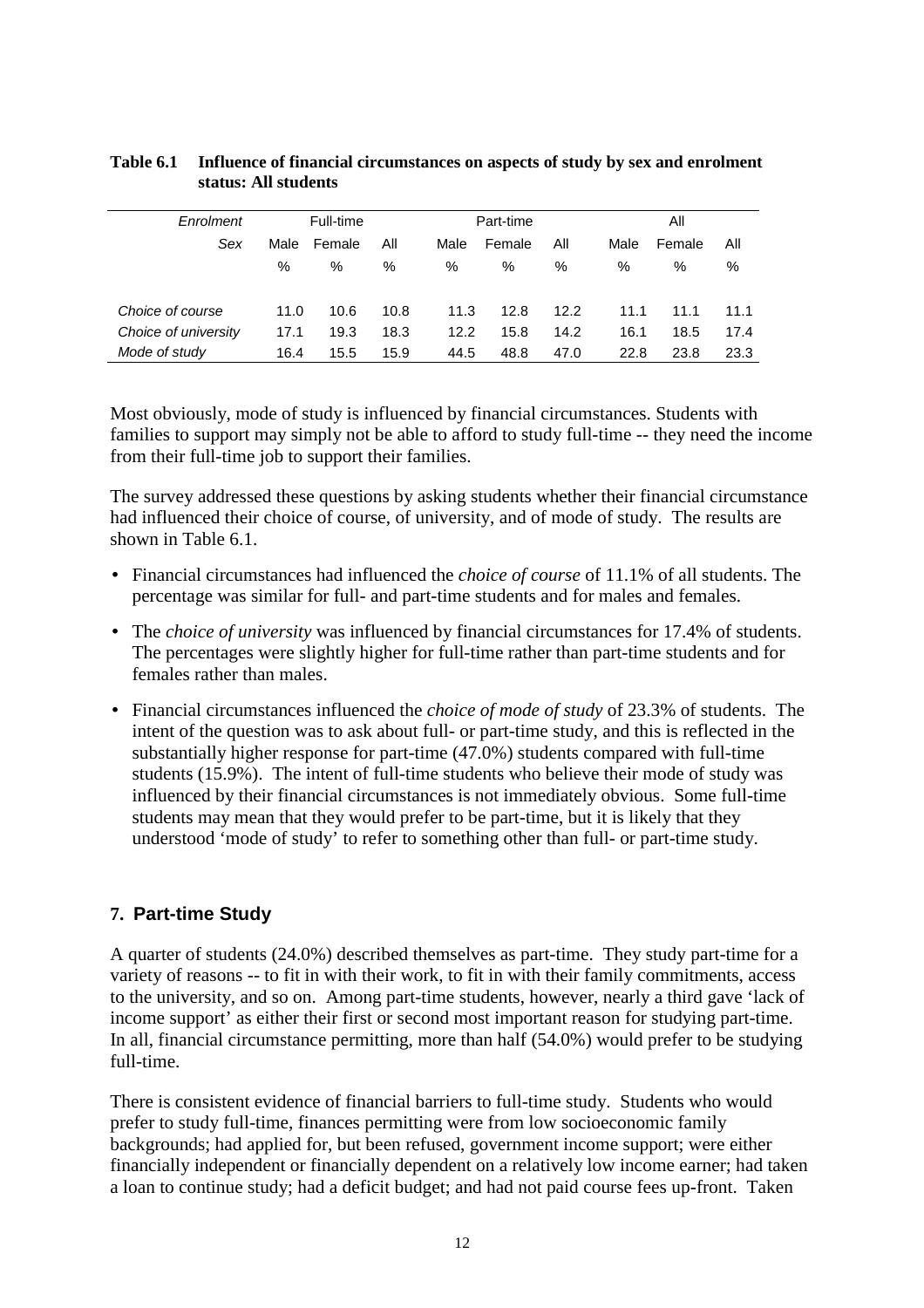**Table 6.1 Influence of financial circumstances on aspects of study by sex and enrolment status: All students**

| *Enrolment* | Full-time | | | Part-time | | | All | | |
|---|---|---|---|---|---|---|---|---|---|
| *Sex* | Male | Female | All | Male | Female | All | Male | Female | All |
| | % | % | % | % | % | % | % | % | % |
| *Choice of course* | 11.0 | 10.6 | 10.8 | 11.3 | 12.8 | 12.2 | 11.1 | 11.1 | 11.1 |
| *Choice of university* | 17.1 | 19.3 | 18.3 | 12.2 | 15.8 | 14.2 | 16.1 | 18.5 | 17.4 |
| *Mode of study* | 16.4 | 15.5 | 15.9 | 44.5 | 48.8 | 47.0 | 22.8 | 23.8 | 23.3 |

Most obviously, mode of study is influenced by financial circumstances. Students with families to support may simply not be able to afford to study full-time -- they need the income from their full-time job to support their families.

The survey addressed these questions by asking students whether their financial circumstance had influenced their choice of course, of university, and of mode of study. The results are shown in Table 6.1.

- Financial circumstances had influenced the *choice of course* of 11.1% of all students. The percentage was similar for full- and part-time students and for males and females.
- The *choice of university* was influenced by financial circumstances for 17.4% of students. The percentages were slightly higher for full-time rather than part-time students and for females rather than males.
- Financial circumstances influenced the *choice of mode of study* of 23.3% of students. The intent of the question was to ask about full- or part-time study, and this is reflected in the substantially higher response for part-time (47.0%) students compared with full-time students (15.9%). The intent of full-time students who believe their mode of study was influenced by their financial circumstances is not immediately obvious. Some full-time students may mean that they would prefer to be part-time, but it is likely that they understood 'mode of study' to refer to something other than full- or part-time study.

## 7. Part-time Study

A quarter of students (24.0%) described themselves as part-time. They study part-time for a variety of reasons -- to fit in with their work, to fit in with their family commitments, access to the university, and so on. Among part-time students, however, nearly a third gave 'lack of income support' as either their first or second most important reason for studying part-time. In all, financial circumstance permitting, more than half (54.0%) would prefer to be studying full-time.

There is consistent evidence of financial barriers to full-time study. Students who would prefer to study full-time, finances permitting were from low socioeconomic family backgrounds; had applied for, but been refused, government income support; were either financially independent or financially dependent on a relatively low income earner; had taken a loan to continue study; had a deficit budget; and had not paid course fees up-front. Taken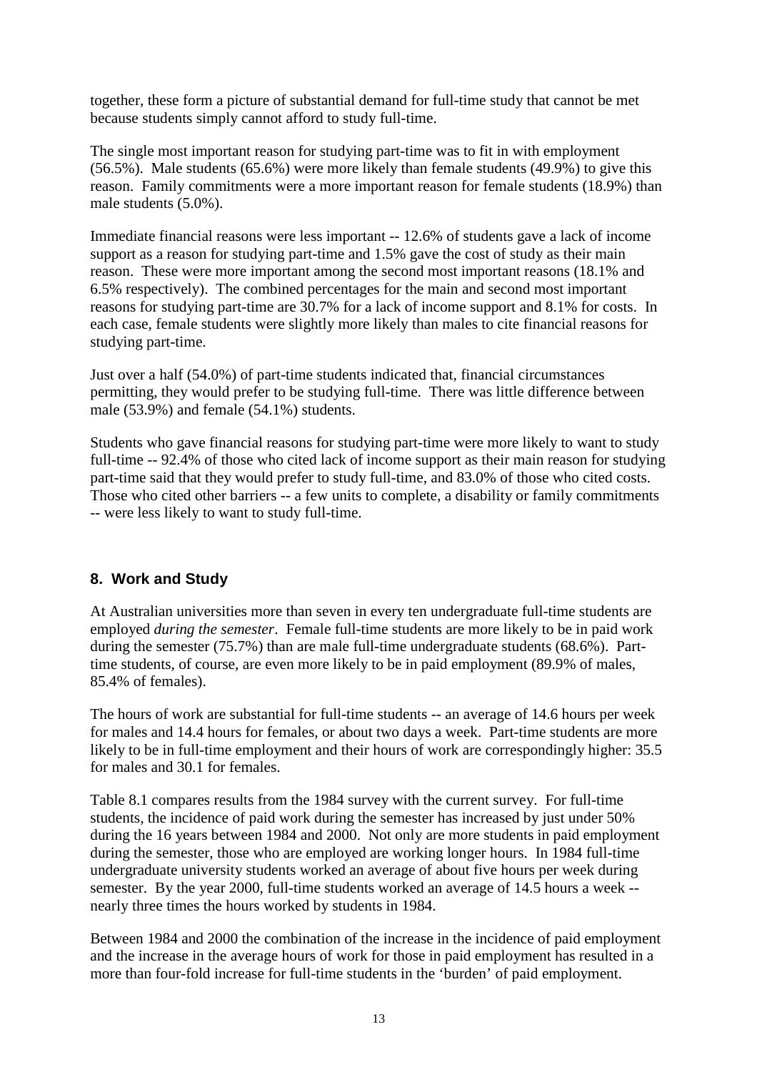together, these form a picture of substantial demand for full-time study that cannot be met because students simply cannot afford to study full-time.

The single most important reason for studying part-time was to fit in with employment (56.5%). Male students (65.6%) were more likely than female students (49.9%) to give this reason. Family commitments were a more important reason for female students (18.9%) than male students (5.0%).

Immediate financial reasons were less important -- 12.6% of students gave a lack of income support as a reason for studying part-time and 1.5% gave the cost of study as their main reason. These were more important among the second most important reasons (18.1% and 6.5% respectively). The combined percentages for the main and second most important reasons for studying part-time are 30.7% for a lack of income support and 8.1% for costs. In each case, female students were slightly more likely than males to cite financial reasons for studying part-time.

Just over a half (54.0%) of part-time students indicated that, financial circumstances permitting, they would prefer to be studying full-time. There was little difference between male (53.9%) and female (54.1%) students.

Students who gave financial reasons for studying part-time were more likely to want to study full-time -- 92.4% of those who cited lack of income support as their main reason for studying part-time said that they would prefer to study full-time, and 83.0% of those who cited costs. Those who cited other barriers -- a few units to complete, a disability or family commitments -- were less likely to want to study full-time.

## 8. Work and Study

At Australian universities more than seven in every ten undergraduate full-time students are employed *during the semester*. Female full-time students are more likely to be in paid work during the semester (75.7%) than are male full-time undergraduate students (68.6%). Part-time students, of course, are even more likely to be in paid employment (89.9% of males, 85.4% of females).

The hours of work are substantial for full-time students -- an average of 14.6 hours per week for males and 14.4 hours for females, or about two days a week. Part-time students are more likely to be in full-time employment and their hours of work are correspondingly higher: 35.5 for males and 30.1 for females.

Table 8.1 compares results from the 1984 survey with the current survey. For full-time students, the incidence of paid work during the semester has increased by just under 50% during the 16 years between 1984 and 2000. Not only are more students in paid employment during the semester, those who are employed are working longer hours. In 1984 full-time undergraduate university students worked an average of about five hours per week during semester. By the year 2000, full-time students worked an average of 14.5 hours a week -- nearly three times the hours worked by students in 1984.

Between 1984 and 2000 the combination of the increase in the incidence of paid employment and the increase in the average hours of work for those in paid employment has resulted in a more than four-fold increase for full-time students in the 'burden' of paid employment.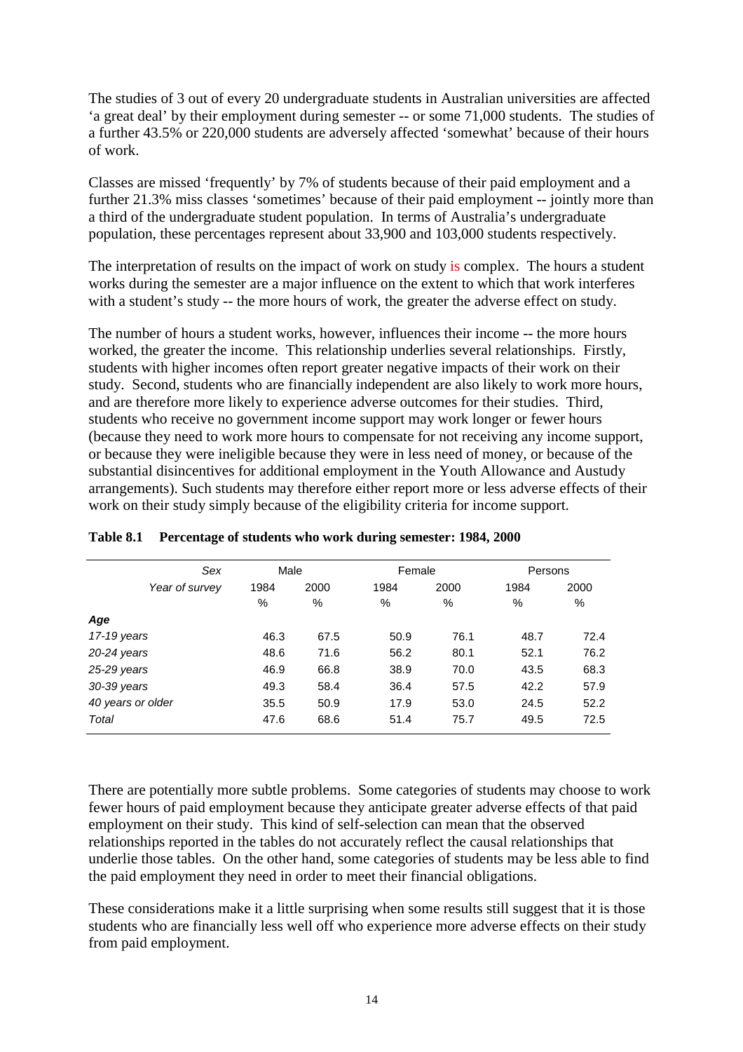The studies of 3 out of every 20 undergraduate students in Australian universities are affected 'a great deal' by their employment during semester -- or some 71,000 students. The studies of a further 43.5% or 220,000 students are adversely affected 'somewhat' because of their hours of work.

Classes are missed 'frequently' by 7% of students because of their paid employment and a further 21.3% miss classes 'sometimes' because of their paid employment -- jointly more than a third of the undergraduate student population. In terms of Australia's undergraduate population, these percentages represent about 33,900 and 103,000 students respectively.

The interpretation of results on the impact of work on study is complex. The hours a student works during the semester are a major influence on the extent to which that work interferes with a student's study -- the more hours of work, the greater the adverse effect on study.

The number of hours a student works, however, influences their income -- the more hours worked, the greater the income. This relationship underlies several relationships. Firstly, students with higher incomes often report greater negative impacts of their work on their study. Second, students who are financially independent are also likely to work more hours, and are therefore more likely to experience adverse outcomes for their studies. Third, students who receive no government income support may work longer or fewer hours (because they need to work more hours to compensate for not receiving any income support, or because they were ineligible because they were in less need of money, or because of the substantial disincentives for additional employment in the Youth Allowance and Austudy arrangements). Such students may therefore either report more or less adverse effects of their work on their study simply because of the eligibility criteria for income support.

**Table 8.1 Percentage of students who work during semester: 1984, 2000**

| *Sex* | Male | | Female | | Persons | |
|---|---|---|---|---|---|---|
| *Year of survey* | 1984 | 2000 | 1984 | 2000 | 1984 | 2000 |
| | % | % | % | % | % | % |
| ***Age*** | | | | | | |
| *17-19 years* | 46.3 | 67.5 | 50.9 | 76.1 | 48.7 | 72.4 |
| *20-24 years* | 48.6 | 71.6 | 56.2 | 80.1 | 52.1 | 76.2 |
| *25-29 years* | 46.9 | 66.8 | 38.9 | 70.0 | 43.5 | 68.3 |
| *30-39 years* | 49.3 | 58.4 | 36.4 | 57.5 | 42.2 | 57.9 |
| *40 years or older* | 35.5 | 50.9 | 17.9 | 53.0 | 24.5 | 52.2 |
| *Total* | 47.6 | 68.6 | 51.4 | 75.7 | 49.5 | 72.5 |

There are potentially more subtle problems. Some categories of students may choose to work fewer hours of paid employment because they anticipate greater adverse effects of that paid employment on their study. This kind of self-selection can mean that the observed relationships reported in the tables do not accurately reflect the causal relationships that underlie those tables. On the other hand, some categories of students may be less able to find the paid employment they need in order to meet their financial obligations.

These considerations make it a little surprising when some results still suggest that it is those students who are financially less well off who experience more adverse effects on their study from paid employment.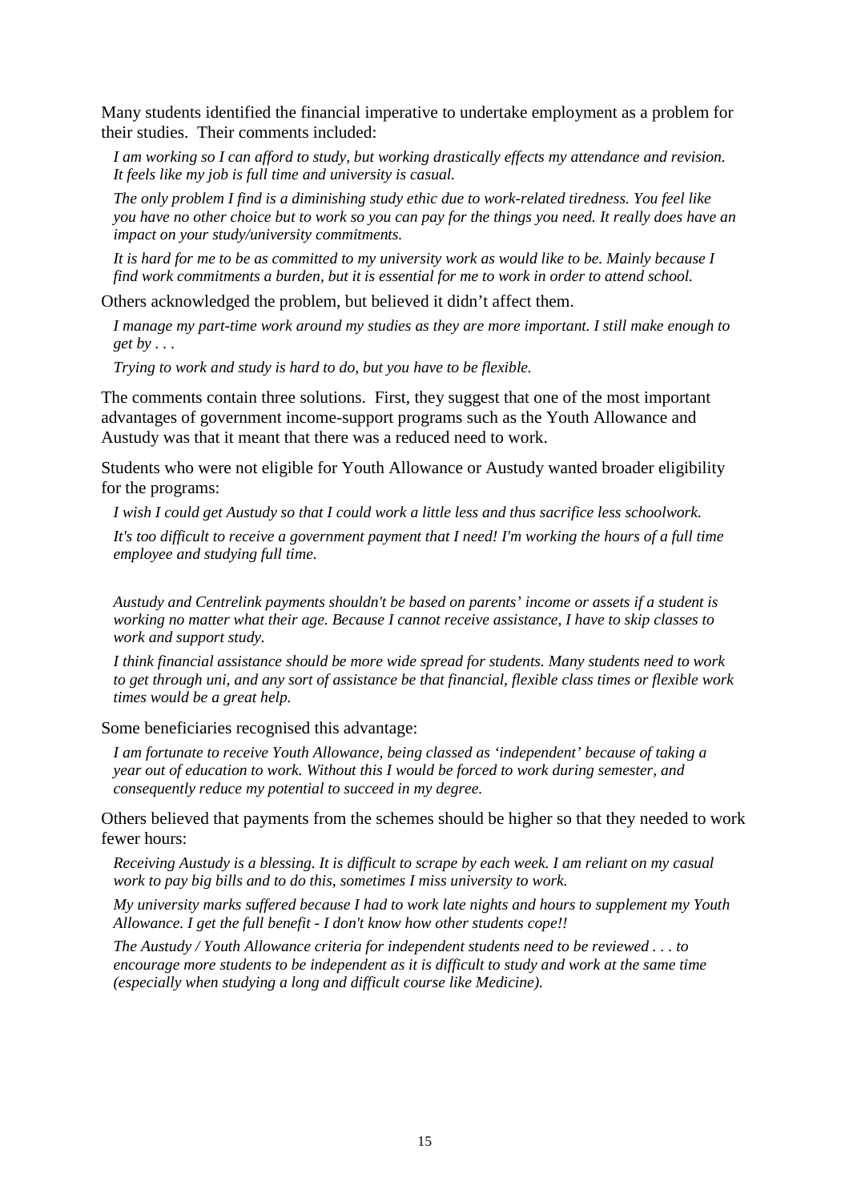Many students identified the financial imperative to undertake employment as a problem for their studies. Their comments included:

*I am working so I can afford to study, but working drastically effects my attendance and revision. It feels like my job is full time and university is casual.*

*The only problem I find is a diminishing study ethic due to work-related tiredness. You feel like you have no other choice but to work so you can pay for the things you need. It really does have an impact on your study/university commitments.*

*It is hard for me to be as committed to my university work as would like to be. Mainly because I find work commitments a burden, but it is essential for me to work in order to attend school.*

Others acknowledged the problem, but believed it didn't affect them.

*I manage my part-time work around my studies as they are more important. I still make enough to get by . . .*

*Trying to work and study is hard to do, but you have to be flexible.*

The comments contain three solutions. First, they suggest that one of the most important advantages of government income-support programs such as the Youth Allowance and Austudy was that it meant that there was a reduced need to work.

Students who were not eligible for Youth Allowance or Austudy wanted broader eligibility for the programs:

*I wish I could get Austudy so that I could work a little less and thus sacrifice less schoolwork.*

*It's too difficult to receive a government payment that I need! I'm working the hours of a full time employee and studying full time.*

*Austudy and Centrelink payments shouldn't be based on parents' income or assets if a student is working no matter what their age. Because I cannot receive assistance, I have to skip classes to work and support study.*

*I think financial assistance should be more wide spread for students. Many students need to work to get through uni, and any sort of assistance be that financial, flexible class times or flexible work times would be a great help.*

Some beneficiaries recognised this advantage:

*I am fortunate to receive Youth Allowance, being classed as 'independent' because of taking a year out of education to work. Without this I would be forced to work during semester, and consequently reduce my potential to succeed in my degree.*

Others believed that payments from the schemes should be higher so that they needed to work fewer hours:

*Receiving Austudy is a blessing. It is difficult to scrape by each week. I am reliant on my casual work to pay big bills and to do this, sometimes I miss university to work.*

*My university marks suffered because I had to work late nights and hours to supplement my Youth Allowance. I get the full benefit - I don't know how other students cope!!*

*The Austudy / Youth Allowance criteria for independent students need to be reviewed . . . to encourage more students to be independent as it is difficult to study and work at the same time (especially when studying a long and difficult course like Medicine).*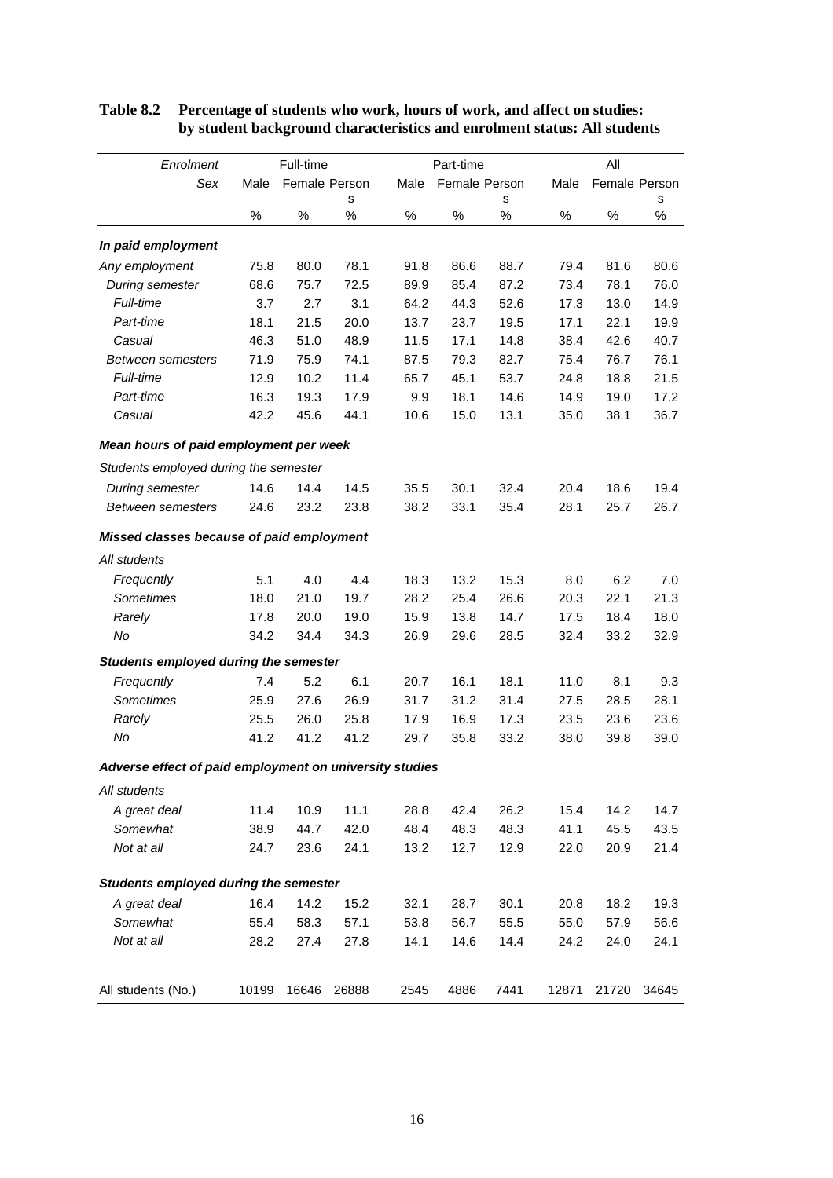**Table 8.2 Percentage of students who work, hours of work, and affect on studies: by student background characteristics and enrolment status: All students**

| *Enrolment* | Full-time | | | Part-time | | | All | | |
|---|---|---|---|---|---|---|---|---|---|
| *Sex* | Male | Female | Persons | Male | Female | Persons | Male | Female | Persons |
| | % | % | % | % | % | % | % | % | % |
| ***In paid employment*** | | | | | | | | | |
| *Any employment* | 75.8 | 80.0 | 78.1 | 91.8 | 86.6 | 88.7 | 79.4 | 81.6 | 80.6 |
| *During semester* | 68.6 | 75.7 | 72.5 | 89.9 | 85.4 | 87.2 | 73.4 | 78.1 | 76.0 |
| *Full-time* | 3.7 | 2.7 | 3.1 | 64.2 | 44.3 | 52.6 | 17.3 | 13.0 | 14.9 |
| *Part-time* | 18.1 | 21.5 | 20.0 | 13.7 | 23.7 | 19.5 | 17.1 | 22.1 | 19.9 |
| *Casual* | 46.3 | 51.0 | 48.9 | 11.5 | 17.1 | 14.8 | 38.4 | 42.6 | 40.7 |
| *Between semesters* | 71.9 | 75.9 | 74.1 | 87.5 | 79.3 | 82.7 | 75.4 | 76.7 | 76.1 |
| *Full-time* | 12.9 | 10.2 | 11.4 | 65.7 | 45.1 | 53.7 | 24.8 | 18.8 | 21.5 |
| *Part-time* | 16.3 | 19.3 | 17.9 | 9.9 | 18.1 | 14.6 | 14.9 | 19.0 | 17.2 |
| *Casual* | 42.2 | 45.6 | 44.1 | 10.6 | 15.0 | 13.1 | 35.0 | 38.1 | 36.7 |
| ***Mean hours of paid employment per week*** | | | | | | | | | |
| *Students employed during the semester* | | | | | | | | | |
| *During semester* | 14.6 | 14.4 | 14.5 | 35.5 | 30.1 | 32.4 | 20.4 | 18.6 | 19.4 |
| *Between semesters* | 24.6 | 23.2 | 23.8 | 38.2 | 33.1 | 35.4 | 28.1 | 25.7 | 26.7 |
| ***Missed classes because of paid employment*** | | | | | | | | | |
| *All students* | | | | | | | | | |
| *Frequently* | 5.1 | 4.0 | 4.4 | 18.3 | 13.2 | 15.3 | 8.0 | 6.2 | 7.0 |
| *Sometimes* | 18.0 | 21.0 | 19.7 | 28.2 | 25.4 | 26.6 | 20.3 | 22.1 | 21.3 |
| *Rarely* | 17.8 | 20.0 | 19.0 | 15.9 | 13.8 | 14.7 | 17.5 | 18.4 | 18.0 |
| *No* | 34.2 | 34.4 | 34.3 | 26.9 | 29.6 | 28.5 | 32.4 | 33.2 | 32.9 |
| ***Students employed during the semester*** | | | | | | | | | |
| *Frequently* | 7.4 | 5.2 | 6.1 | 20.7 | 16.1 | 18.1 | 11.0 | 8.1 | 9.3 |
| *Sometimes* | 25.9 | 27.6 | 26.9 | 31.7 | 31.2 | 31.4 | 27.5 | 28.5 | 28.1 |
| *Rarely* | 25.5 | 26.0 | 25.8 | 17.9 | 16.9 | 17.3 | 23.5 | 23.6 | 23.6 |
| *No* | 41.2 | 41.2 | 41.2 | 29.7 | 35.8 | 33.2 | 38.0 | 39.8 | 39.0 |
| ***Adverse effect of paid employment on university studies*** | | | | | | | | | |
| *All students* | | | | | | | | | |
| *A great deal* | 11.4 | 10.9 | 11.1 | 28.8 | 42.4 | 26.2 | 15.4 | 14.2 | 14.7 |
| *Somewhat* | 38.9 | 44.7 | 42.0 | 48.4 | 48.3 | 48.3 | 41.1 | 45.5 | 43.5 |
| *Not at all* | 24.7 | 23.6 | 24.1 | 13.2 | 12.7 | 12.9 | 22.0 | 20.9 | 21.4 |
| ***Students employed during the semester*** | | | | | | | | | |
| *A great deal* | 16.4 | 14.2 | 15.2 | 32.1 | 28.7 | 30.1 | 20.8 | 18.2 | 19.3 |
| *Somewhat* | 55.4 | 58.3 | 57.1 | 53.8 | 56.7 | 55.5 | 55.0 | 57.9 | 56.6 |
| *Not at all* | 28.2 | 27.4 | 27.8 | 14.1 | 14.6 | 14.4 | 24.2 | 24.0 | 24.1 |
| All students (No.) | 10199 | 16646 | 26888 | 2545 | 4886 | 7441 | 12871 | 21720 | 34645 |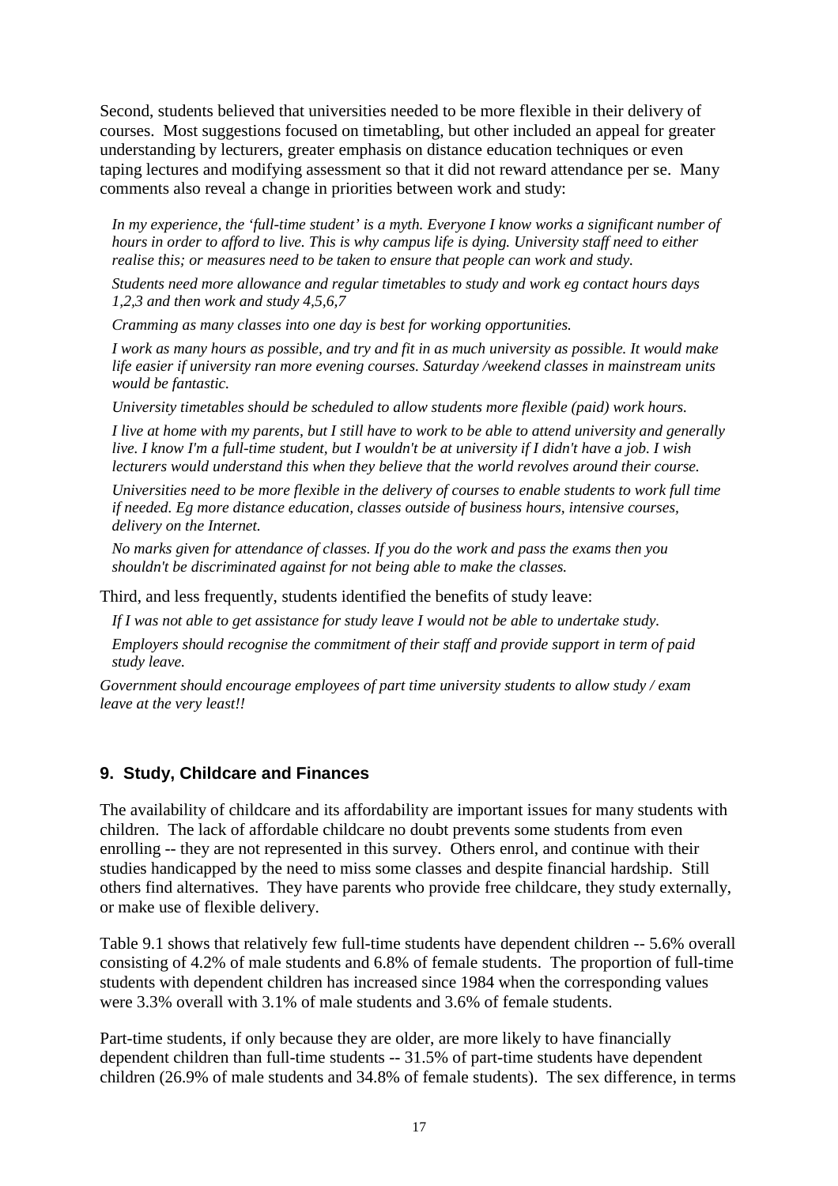Second, students believed that universities needed to be more flexible in their delivery of courses. Most suggestions focused on timetabling, but other included an appeal for greater understanding by lecturers, greater emphasis on distance education techniques or even taping lectures and modifying assessment so that it did not reward attendance per se. Many comments also reveal a change in priorities between work and study:

> *In my experience, the 'full-time student' is a myth. Everyone I know works a significant number of hours in order to afford to live. This is why campus life is dying. University staff need to either realise this; or measures need to be taken to ensure that people can work and study.*
>
> *Students need more allowance and regular timetables to study and work eg contact hours days 1,2,3 and then work and study 4,5,6,7*
>
> *Cramming as many classes into one day is best for working opportunities.*
>
> *I work as many hours as possible, and try and fit in as much university as possible. It would make life easier if university ran more evening courses. Saturday /weekend classes in mainstream units would be fantastic.*
>
> *University timetables should be scheduled to allow students more flexible (paid) work hours.*
>
> *I live at home with my parents, but I still have to work to be able to attend university and generally live. I know I'm a full-time student, but I wouldn't be at university if I didn't have a job. I wish lecturers would understand this when they believe that the world revolves around their course.*
>
> *Universities need to be more flexible in the delivery of courses to enable students to work full time if needed. Eg more distance education, classes outside of business hours, intensive courses, delivery on the Internet.*
>
> *No marks given for attendance of classes. If you do the work and pass the exams then you shouldn't be discriminated against for not being able to make the classes.*

Third, and less frequently, students identified the benefits of study leave:

> *If I was not able to get assistance for study leave I would not be able to undertake study.*
>
> *Employers should recognise the commitment of their staff and provide support in term of paid study leave.*

*Government should encourage employees of part time university students to allow study / exam leave at the very least!!*

## 9. Study, Childcare and Finances

The availability of childcare and its affordability are important issues for many students with children. The lack of affordable childcare no doubt prevents some students from even enrolling -- they are not represented in this survey. Others enrol, and continue with their studies handicapped by the need to miss some classes and despite financial hardship. Still others find alternatives. They have parents who provide free childcare, they study externally, or make use of flexible delivery.

Table 9.1 shows that relatively few full-time students have dependent children -- 5.6% overall consisting of 4.2% of male students and 6.8% of female students. The proportion of full-time students with dependent children has increased since 1984 when the corresponding values were 3.3% overall with 3.1% of male students and 3.6% of female students.

Part-time students, if only because they are older, are more likely to have financially dependent children than full-time students -- 31.5% of part-time students have dependent children (26.9% of male students and 34.8% of female students). The sex difference, in terms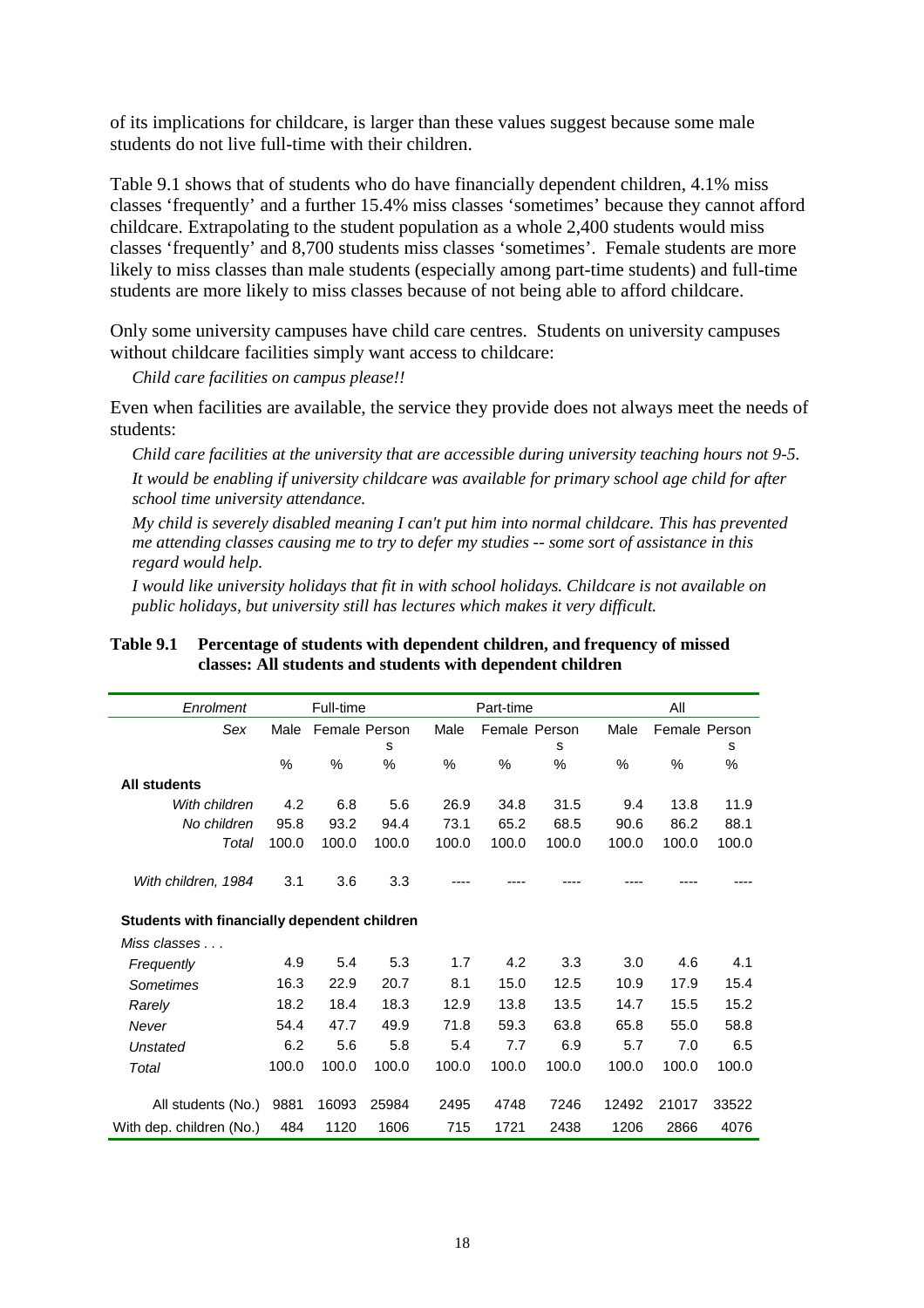of its implications for childcare, is larger than these values suggest because some male students do not live full-time with their children.

Table 9.1 shows that of students who do have financially dependent children, 4.1% miss classes 'frequently' and a further 15.4% miss classes 'sometimes' because they cannot afford childcare. Extrapolating to the student population as a whole 2,400 students would miss classes 'frequently' and 8,700 students miss classes 'sometimes'. Female students are more likely to miss classes than male students (especially among part-time students) and full-time students are more likely to miss classes because of not being able to afford childcare.

Only some university campuses have child care centres. Students on university campuses without childcare facilities simply want access to childcare:

*Child care facilities on campus please!!*

Even when facilities are available, the service they provide does not always meet the needs of students:

*Child care facilities at the university that are accessible during university teaching hours not 9-5.*

*It would be enabling if university childcare was available for primary school age child for after school time university attendance.*

*My child is severely disabled meaning I can't put him into normal childcare. This has prevented me attending classes causing me to try to defer my studies -- some sort of assistance in this regard would help.*

*I would like university holidays that fit in with school holidays. Childcare is not available on public holidays, but university still has lectures which makes it very difficult.*

**Table 9.1 Percentage of students with dependent children, and frequency of missed classes: All students and students with dependent children**

| *Enrolment* | Full-time | | | Part-time | | | All | | |
|---|---|---|---|---|---|---|---|---|---|
| *Sex* | Male | Female | Persons | Male | Female | Persons | Male | Female | Persons |
| | % | % | % | % | % | % | % | % | % |
| **All students** | | | | | | | | | |
| *With children* | 4.2 | 6.8 | 5.6 | 26.9 | 34.8 | 31.5 | 9.4 | 13.8 | 11.9 |
| *No children* | 95.8 | 93.2 | 94.4 | 73.1 | 65.2 | 68.5 | 90.6 | 86.2 | 88.1 |
| *Total* | 100.0 | 100.0 | 100.0 | 100.0 | 100.0 | 100.0 | 100.0 | 100.0 | 100.0 |
| *With children, 1984* | 3.1 | 3.6 | 3.3 | ---- | ---- | ---- | ---- | ---- | ---- |
| **Students with financially dependent children** | | | | | | | | | |
| *Miss classes . . .* | | | | | | | | | |
| *Frequently* | 4.9 | 5.4 | 5.3 | 1.7 | 4.2 | 3.3 | 3.0 | 4.6 | 4.1 |
| *Sometimes* | 16.3 | 22.9 | 20.7 | 8.1 | 15.0 | 12.5 | 10.9 | 17.9 | 15.4 |
| *Rarely* | 18.2 | 18.4 | 18.3 | 12.9 | 13.8 | 13.5 | 14.7 | 15.5 | 15.2 |
| *Never* | 54.4 | 47.7 | 49.9 | 71.8 | 59.3 | 63.8 | 65.8 | 55.0 | 58.8 |
| *Unstated* | 6.2 | 5.6 | 5.8 | 5.4 | 7.7 | 6.9 | 5.7 | 7.0 | 6.5 |
| *Total* | 100.0 | 100.0 | 100.0 | 100.0 | 100.0 | 100.0 | 100.0 | 100.0 | 100.0 |
| All students (No.) | 9881 | 16093 | 25984 | 2495 | 4748 | 7246 | 12492 | 21017 | 33522 |
| With dep. children (No.) | 484 | 1120 | 1606 | 715 | 1721 | 2438 | 1206 | 2866 | 4076 |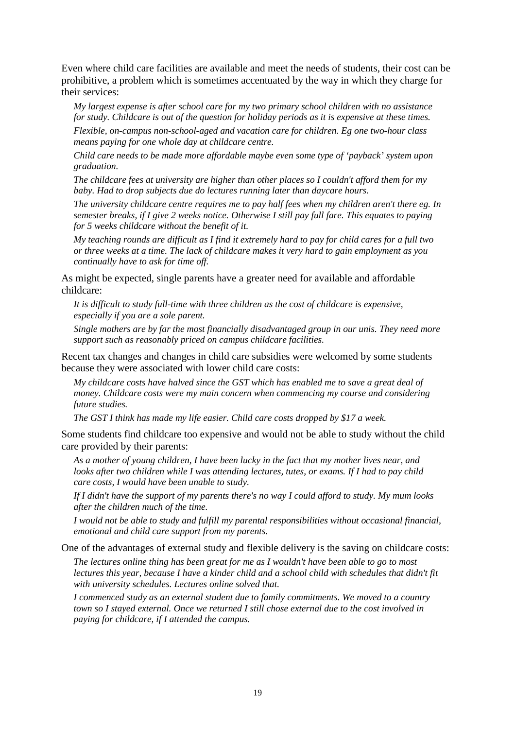Even where child care facilities are available and meet the needs of students, their cost can be prohibitive, a problem which is sometimes accentuated by the way in which they charge for their services:

> *My largest expense is after school care for my two primary school children with no assistance for study. Childcare is out of the question for holiday periods as it is expensive at these times.*
>
> *Flexible, on-campus non-school-aged and vacation care for children. Eg one two-hour class means paying for one whole day at childcare centre.*
>
> *Child care needs to be made more affordable maybe even some type of 'payback' system upon graduation.*
>
> *The childcare fees at university are higher than other places so I couldn't afford them for my baby. Had to drop subjects due do lectures running later than daycare hours.*
>
> *The university childcare centre requires me to pay half fees when my children aren't there eg. In semester breaks, if I give 2 weeks notice. Otherwise I still pay full fare. This equates to paying for 5 weeks childcare without the benefit of it.*
>
> *My teaching rounds are difficult as I find it extremely hard to pay for child cares for a full two or three weeks at a time. The lack of childcare makes it very hard to gain employment as you continually have to ask for time off.*

As might be expected, single parents have a greater need for available and affordable childcare:

> *It is difficult to study full-time with three children as the cost of childcare is expensive, especially if you are a sole parent.*
>
> *Single mothers are by far the most financially disadvantaged group in our unis. They need more support such as reasonably priced on campus childcare facilities.*

Recent tax changes and changes in child care subsidies were welcomed by some students because they were associated with lower child care costs:

> *My childcare costs have halved since the GST which has enabled me to save a great deal of money. Childcare costs were my main concern when commencing my course and considering future studies.*
>
> *The GST I think has made my life easier. Child care costs dropped by $17 a week.*

Some students find childcare too expensive and would not be able to study without the child care provided by their parents:

> *As a mother of young children, I have been lucky in the fact that my mother lives near, and looks after two children while I was attending lectures, tutes, or exams. If I had to pay child care costs, I would have been unable to study.*
>
> *If I didn't have the support of my parents there's no way I could afford to study. My mum looks after the children much of the time.*
>
> *I would not be able to study and fulfill my parental responsibilities without occasional financial, emotional and child care support from my parents.*

One of the advantages of external study and flexible delivery is the saving on childcare costs:

> *The lectures online thing has been great for me as I wouldn't have been able to go to most lectures this year, because I have a kinder child and a school child with schedules that didn't fit with university schedules. Lectures online solved that.*
>
> *I commenced study as an external student due to family commitments. We moved to a country town so I stayed external. Once we returned I still chose external due to the cost involved in paying for childcare, if I attended the campus.*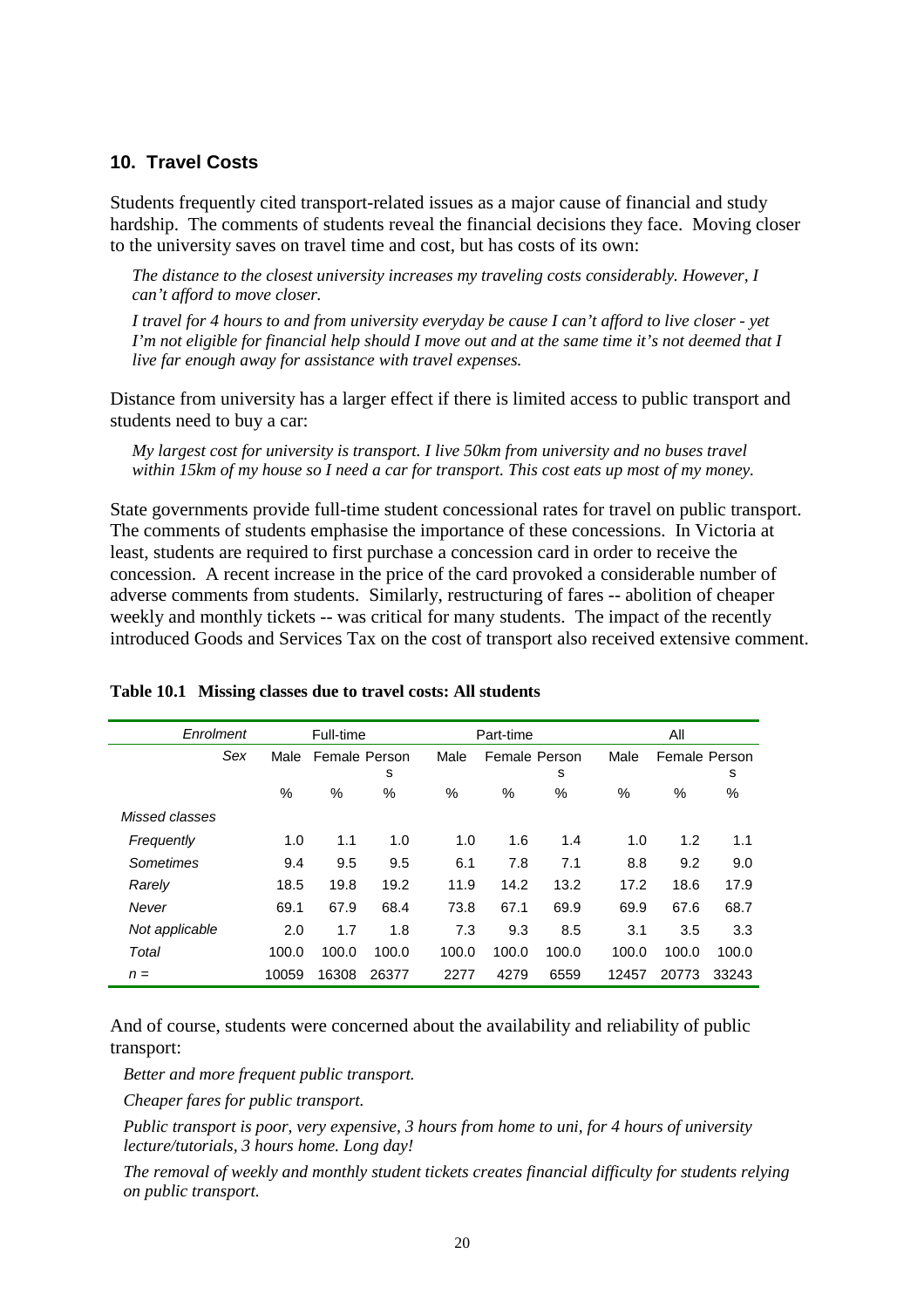## 10. Travel Costs

Students frequently cited transport-related issues as a major cause of financial and study hardship. The comments of students reveal the financial decisions they face. Moving closer to the university saves on travel time and cost, but has costs of its own:

*The distance to the closest university increases my traveling costs considerably. However, I can't afford to move closer.*

*I travel for 4 hours to and from university everyday be cause I can't afford to live closer - yet I'm not eligible for financial help should I move out and at the same time it's not deemed that I live far enough away for assistance with travel expenses.*

Distance from university has a larger effect if there is limited access to public transport and students need to buy a car:

*My largest cost for university is transport. I live 50km from university and no buses travel within 15km of my house so I need a car for transport. This cost eats up most of my money.*

State governments provide full-time student concessional rates for travel on public transport. The comments of students emphasise the importance of these concessions. In Victoria at least, students are required to first purchase a concession card in order to receive the concession. A recent increase in the price of the card provoked a considerable number of adverse comments from students. Similarly, restructuring of fares -- abolition of cheaper weekly and monthly tickets -- was critical for many students. The impact of the recently introduced Goods and Services Tax on the cost of transport also received extensive comment.

**Table 10.1 Missing classes due to travel costs: All students**

| *Enrolment* | Full-time | | | Part-time | | | All | | |
|---|---|---|---|---|---|---|---|---|---|
| *Sex* | Male | Female | Persons | Male | Female | Persons | Male | Female | Persons |
| | % | % | % | % | % | % | % | % | % |
| *Missed classes* | | | | | | | | | |
| *Frequently* | 1.0 | 1.1 | 1.0 | 1.0 | 1.6 | 1.4 | 1.0 | 1.2 | 1.1 |
| *Sometimes* | 9.4 | 9.5 | 9.5 | 6.1 | 7.8 | 7.1 | 8.8 | 9.2 | 9.0 |
| *Rarely* | 18.5 | 19.8 | 19.2 | 11.9 | 14.2 | 13.2 | 17.2 | 18.6 | 17.9 |
| *Never* | 69.1 | 67.9 | 68.4 | 73.8 | 67.1 | 69.9 | 69.9 | 67.6 | 68.7 |
| *Not applicable* | 2.0 | 1.7 | 1.8 | 7.3 | 9.3 | 8.5 | 3.1 | 3.5 | 3.3 |
| *Total* | 100.0 | 100.0 | 100.0 | 100.0 | 100.0 | 100.0 | 100.0 | 100.0 | 100.0 |
| *n =* | 10059 | 16308 | 26377 | 2277 | 4279 | 6559 | 12457 | 20773 | 33243 |

And of course, students were concerned about the availability and reliability of public transport:

*Better and more frequent public transport.*

*Cheaper fares for public transport.*

*Public transport is poor, very expensive, 3 hours from home to uni, for 4 hours of university lecture/tutorials, 3 hours home. Long day!*

*The removal of weekly and monthly student tickets creates financial difficulty for students relying on public transport.*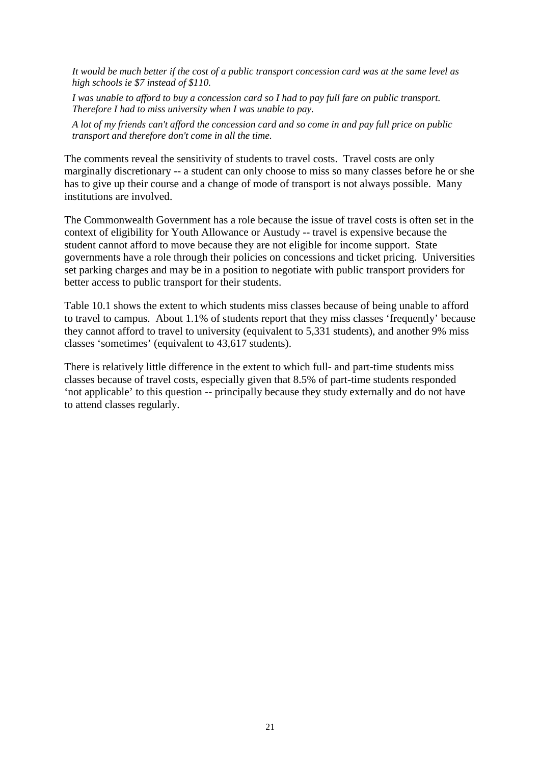*It would be much better if the cost of a public transport concession card was at the same level as high schools ie $7 instead of $110.*

*I was unable to afford to buy a concession card so I had to pay full fare on public transport. Therefore I had to miss university when I was unable to pay.*

*A lot of my friends can't afford the concession card and so come in and pay full price on public transport and therefore don't come in all the time.*

The comments reveal the sensitivity of students to travel costs. Travel costs are only marginally discretionary -- a student can only choose to miss so many classes before he or she has to give up their course and a change of mode of transport is not always possible. Many institutions are involved.

The Commonwealth Government has a role because the issue of travel costs is often set in the context of eligibility for Youth Allowance or Austudy -- travel is expensive because the student cannot afford to move because they are not eligible for income support. State governments have a role through their policies on concessions and ticket pricing. Universities set parking charges and may be in a position to negotiate with public transport providers for better access to public transport for their students.

Table 10.1 shows the extent to which students miss classes because of being unable to afford to travel to campus. About 1.1% of students report that they miss classes 'frequently' because they cannot afford to travel to university (equivalent to 5,331 students), and another 9% miss classes 'sometimes' (equivalent to 43,617 students).

There is relatively little difference in the extent to which full- and part-time students miss classes because of travel costs, especially given that 8.5% of part-time students responded 'not applicable' to this question -- principally because they study externally and do not have to attend classes regularly.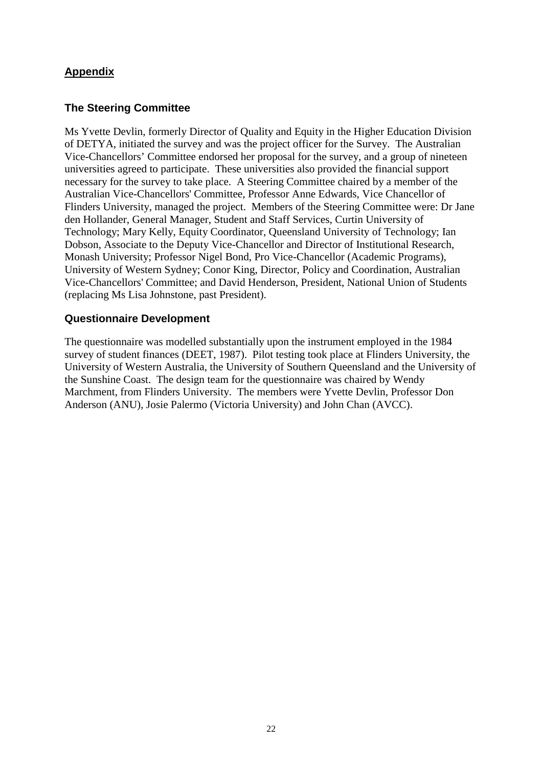## Appendix

### The Steering Committee

Ms Yvette Devlin, formerly Director of Quality and Equity in the Higher Education Division of DETYA, initiated the survey and was the project officer for the Survey. The Australian Vice-Chancellors' Committee endorsed her proposal for the survey, and a group of nineteen universities agreed to participate. These universities also provided the financial support necessary for the survey to take place. A Steering Committee chaired by a member of the Australian Vice-Chancellors' Committee, Professor Anne Edwards, Vice Chancellor of Flinders University, managed the project. Members of the Steering Committee were: Dr Jane den Hollander, General Manager, Student and Staff Services, Curtin University of Technology; Mary Kelly, Equity Coordinator, Queensland University of Technology; Ian Dobson, Associate to the Deputy Vice-Chancellor and Director of Institutional Research, Monash University; Professor Nigel Bond, Pro Vice-Chancellor (Academic Programs), University of Western Sydney; Conor King, Director, Policy and Coordination, Australian Vice-Chancellors' Committee; and David Henderson, President, National Union of Students (replacing Ms Lisa Johnstone, past President).

### Questionnaire Development

The questionnaire was modelled substantially upon the instrument employed in the 1984 survey of student finances (DEET, 1987). Pilot testing took place at Flinders University, the University of Western Australia, the University of Southern Queensland and the University of the Sunshine Coast. The design team for the questionnaire was chaired by Wendy Marchment, from Flinders University. The members were Yvette Devlin, Professor Don Anderson (ANU), Josie Palermo (Victoria University) and John Chan (AVCC).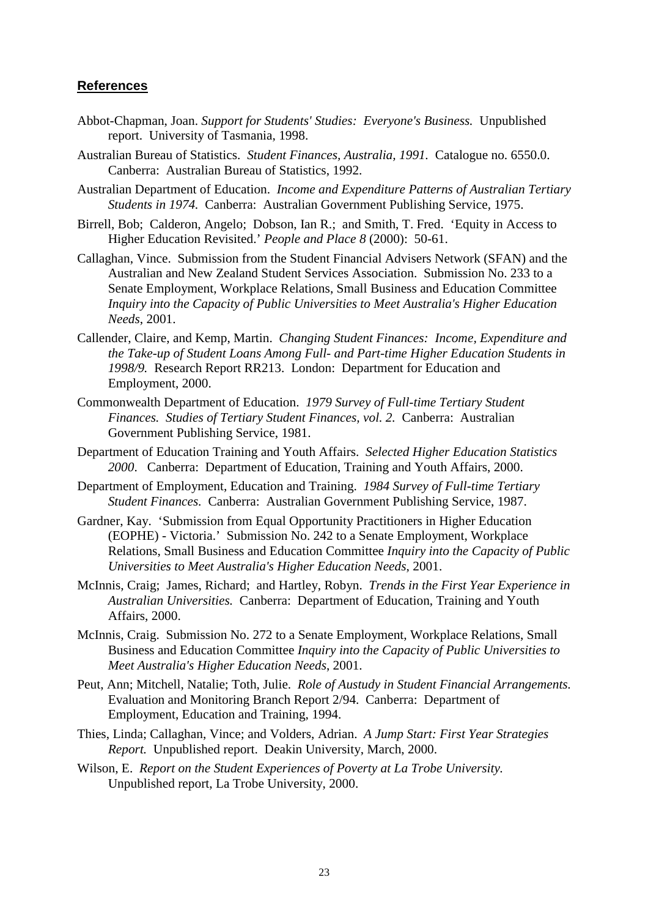## References

Abbot-Chapman, Joan. *Support for Students' Studies: Everyone's Business.* Unpublished report. University of Tasmania, 1998.

Australian Bureau of Statistics. *Student Finances, Australia, 1991.* Catalogue no. 6550.0. Canberra: Australian Bureau of Statistics, 1992.

Australian Department of Education. *Income and Expenditure Patterns of Australian Tertiary Students in 1974.* Canberra: Australian Government Publishing Service, 1975.

Birrell, Bob; Calderon, Angelo; Dobson, Ian R.; and Smith, T. Fred. 'Equity in Access to Higher Education Revisited.' *People and Place 8* (2000): 50-61.

Callaghan, Vince. Submission from the Student Financial Advisers Network (SFAN) and the Australian and New Zealand Student Services Association. Submission No. 233 to a Senate Employment, Workplace Relations, Small Business and Education Committee *Inquiry into the Capacity of Public Universities to Meet Australia's Higher Education Needs*, 2001.

Callender, Claire, and Kemp, Martin. *Changing Student Finances: Income, Expenditure and the Take-up of Student Loans Among Full- and Part-time Higher Education Students in 1998/9.* Research Report RR213. London: Department for Education and Employment, 2000.

Commonwealth Department of Education. *1979 Survey of Full-time Tertiary Student Finances. Studies of Tertiary Student Finances, vol. 2.* Canberra: Australian Government Publishing Service, 1981.

Department of Education Training and Youth Affairs. *Selected Higher Education Statistics 2000*. Canberra: Department of Education, Training and Youth Affairs, 2000.

Department of Employment, Education and Training. *1984 Survey of Full-time Tertiary Student Finances.* Canberra: Australian Government Publishing Service, 1987.

Gardner, Kay. 'Submission from Equal Opportunity Practitioners in Higher Education (EOPHE) - Victoria.' Submission No. 242 to a Senate Employment, Workplace Relations, Small Business and Education Committee *Inquiry into the Capacity of Public Universities to Meet Australia's Higher Education Needs*, 2001.

McInnis, Craig; James, Richard; and Hartley, Robyn. *Trends in the First Year Experience in Australian Universities.* Canberra: Department of Education, Training and Youth Affairs, 2000.

McInnis, Craig. Submission No. 272 to a Senate Employment, Workplace Relations, Small Business and Education Committee *Inquiry into the Capacity of Public Universities to Meet Australia's Higher Education Needs*, 2001.

Peut, Ann; Mitchell, Natalie; Toth, Julie. *Role of Austudy in Student Financial Arrangements.* Evaluation and Monitoring Branch Report 2/94. Canberra: Department of Employment, Education and Training, 1994.

Thies, Linda; Callaghan, Vince; and Volders, Adrian. *A Jump Start: First Year Strategies Report.* Unpublished report. Deakin University, March, 2000.

Wilson, E. *Report on the Student Experiences of Poverty at La Trobe University.* Unpublished report, La Trobe University, 2000.